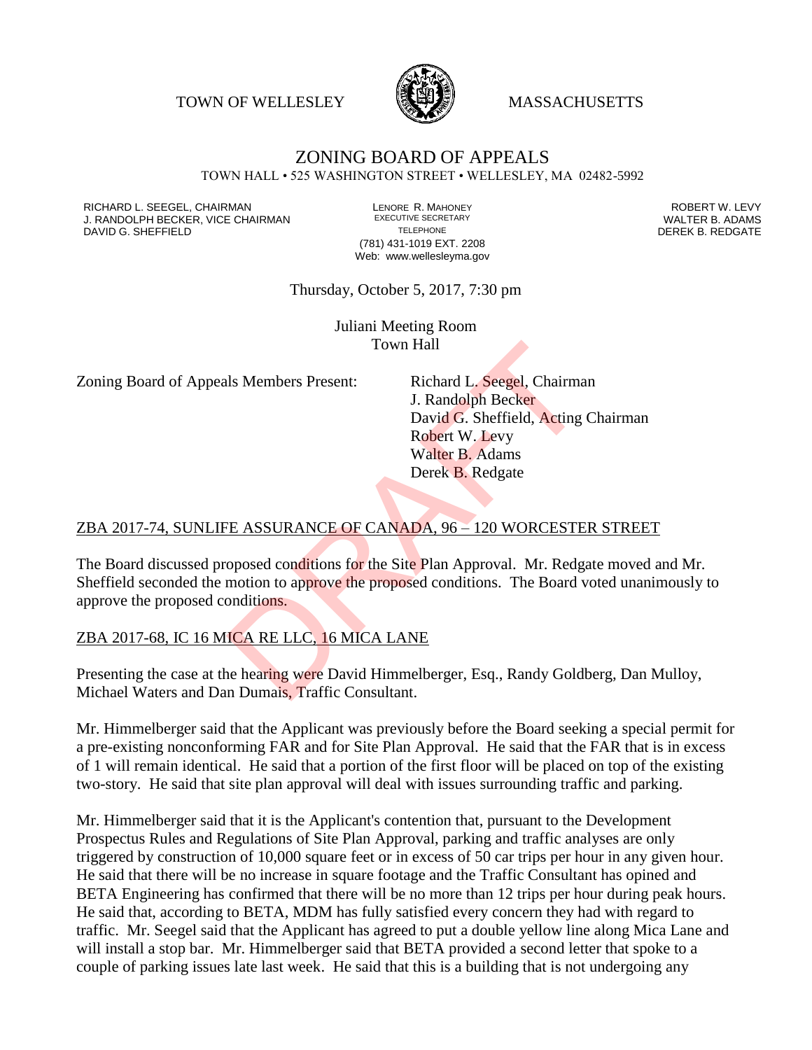TOWN OF WELLESLEY MASSACHUSETTS

# ZONING BOARD OF APPEALS

TOWN HALL • 525 WASHINGTON STREET • WELLESLEY, MA 02482-5992

RICHARD L. SEEGEL, CHAIRMAN
J. RANDOLPH BECKER, VICE CHAIRMAN
DAVID G. SHEFFIELD

LENORE R. MAHONEY
EXECUTIVE SECRETARY
TELEPHONE
(781) 431-1019 EXT. 2208
Web: www.wellesleyma.gov

ROBERT W. LEVY
WALTER B. ADAMS
DEREK B. REDGATE

Thursday, October 5, 2017, 7:30 pm

Juliani Meeting Room
Town Hall

Zoning Board of Appeals Members Present:

Richard L. Seegel, Chairman
J. Randolph Becker
David G. Sheffield, Acting Chairman
Robert W. Levy
Walter B. Adams
Derek B. Redgate

DRAFT

ZBA 2017-74, SUNLIFE ASSURANCE OF CANADA, 96 – 120 WORCESTER STREET

The Board discussed proposed conditions for the Site Plan Approval. Mr. Redgate moved and Mr. Sheffield seconded the motion to approve the proposed conditions. The Board voted unanimously to approve the proposed conditions.

ZBA 2017-68, IC 16 MICA RE LLC, 16 MICA LANE

Presenting the case at the hearing were David Himmelberger, Esq., Randy Goldberg, Dan Mulloy, Michael Waters and Dan Dumais, Traffic Consultant.

Mr. Himmelberger said that the Applicant was previously before the Board seeking a special permit for a pre-existing nonconforming FAR and for Site Plan Approval. He said that the FAR that is in excess of 1 will remain identical. He said that a portion of the first floor will be placed on top of the existing two-story. He said that site plan approval will deal with issues surrounding traffic and parking.

Mr. Himmelberger said that it is the Applicant's contention that, pursuant to the Development Prospectus Rules and Regulations of Site Plan Approval, parking and traffic analyses are only triggered by construction of 10,000 square feet or in excess of 50 car trips per hour in any given hour. He said that there will be no increase in square footage and the Traffic Consultant has opined and BETA Engineering has confirmed that there will be no more than 12 trips per hour during peak hours. He said that, according to BETA, MDM has fully satisfied every concern they had with regard to traffic. Mr. Seegel said that the Applicant has agreed to put a double yellow line along Mica Lane and will install a stop bar. Mr. Himmelberger said that BETA provided a second letter that spoke to a couple of parking issues late last week. He said that this is a building that is not undergoing any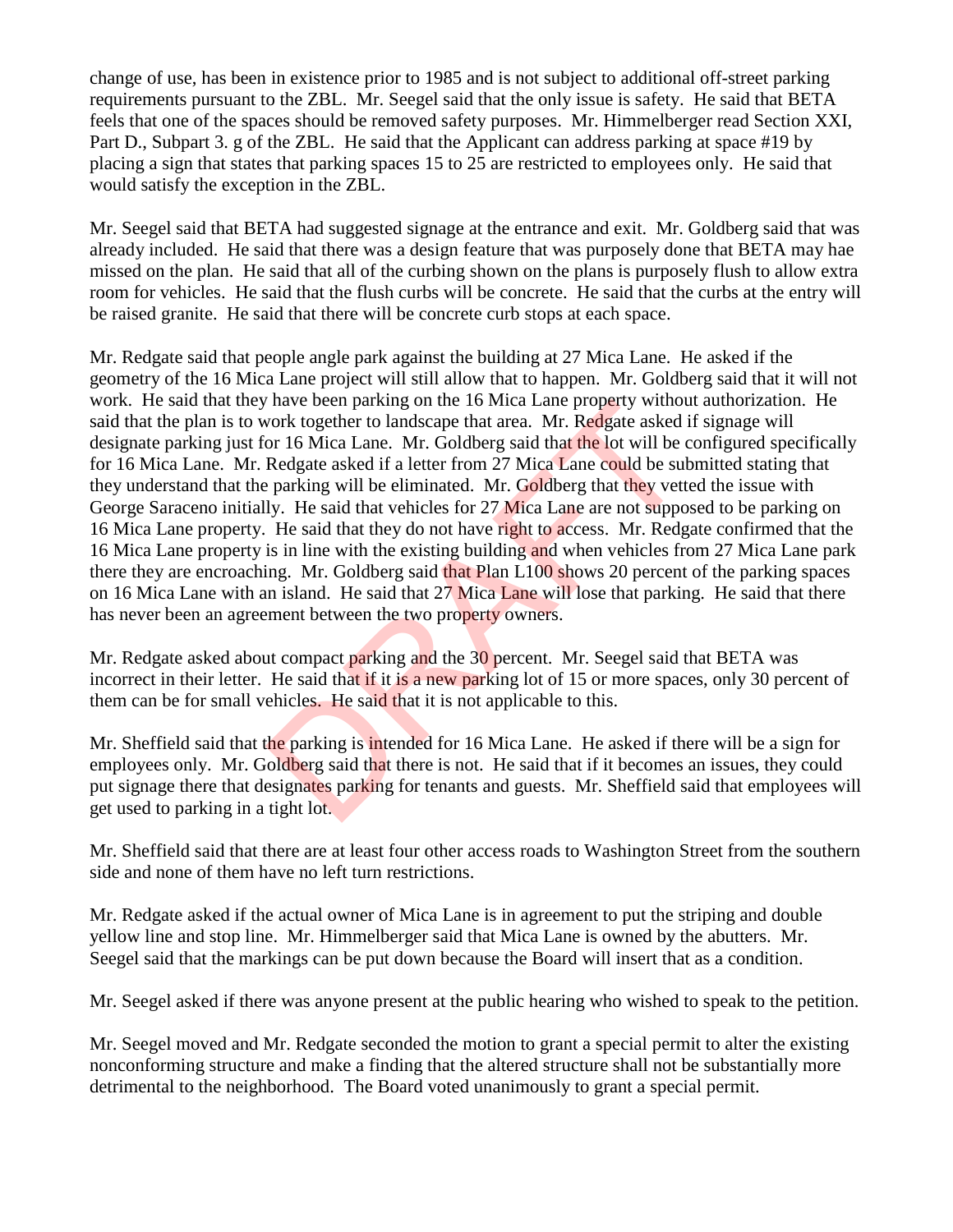change of use, has been in existence prior to 1985 and is not subject to additional off-street parking requirements pursuant to the ZBL. Mr. Seegel said that the only issue is safety. He said that BETA feels that one of the spaces should be removed safety purposes. Mr. Himmelberger read Section XXI, Part D., Subpart 3. g of the ZBL. He said that the Applicant can address parking at space #19 by placing a sign that states that parking spaces 15 to 25 are restricted to employees only. He said that would satisfy the exception in the ZBL.

Mr. Seegel said that BETA had suggested signage at the entrance and exit. Mr. Goldberg said that was already included. He said that there was a design feature that was purposely done that BETA may hae missed on the plan. He said that all of the curbing shown on the plans is purposely flush to allow extra room for vehicles. He said that the flush curbs will be concrete. He said that the curbs at the entry will be raised granite. He said that there will be concrete curb stops at each space.

Mr. Redgate said that people angle park against the building at 27 Mica Lane. He asked if the geometry of the 16 Mica Lane project will still allow that to happen. Mr. Goldberg said that it will not work. He said that they have been parking on the 16 Mica Lane property without authorization. He said that the plan is to work together to landscape that area. Mr. Redgate asked if signage will designate parking just for 16 Mica Lane. Mr. Goldberg said that the lot will be configured specifically for 16 Mica Lane. Mr. Redgate asked if a letter from 27 Mica Lane could be submitted stating that they understand that the parking will be eliminated. Mr. Goldberg that they vetted the issue with George Saraceno initially. He said that vehicles for 27 Mica Lane are not supposed to be parking on 16 Mica Lane property. He said that they do not have right to access. Mr. Redgate confirmed that the 16 Mica Lane property is in line with the existing building and when vehicles from 27 Mica Lane park there they are encroaching. Mr. Goldberg said that Plan L100 shows 20 percent of the parking spaces on 16 Mica Lane with an island. He said that 27 Mica Lane will lose that parking. He said that there has never been an agreement between the two property owners.

Mr. Redgate asked about compact parking and the 30 percent. Mr. Seegel said that BETA was incorrect in their letter. He said that if it is a new parking lot of 15 or more spaces, only 30 percent of them can be for small vehicles. He said that it is not applicable to this.

Mr. Sheffield said that the parking is intended for 16 Mica Lane. He asked if there will be a sign for employees only. Mr. Goldberg said that there is not. He said that if it becomes an issues, they could put signage there that designates parking for tenants and guests. Mr. Sheffield said that employees will get used to parking in a tight lot.

Mr. Sheffield said that there are at least four other access roads to Washington Street from the southern side and none of them have no left turn restrictions.

Mr. Redgate asked if the actual owner of Mica Lane is in agreement to put the striping and double yellow line and stop line. Mr. Himmelberger said that Mica Lane is owned by the abutters. Mr. Seegel said that the markings can be put down because the Board will insert that as a condition.

Mr. Seegel asked if there was anyone present at the public hearing who wished to speak to the petition.

Mr. Seegel moved and Mr. Redgate seconded the motion to grant a special permit to alter the existing nonconforming structure and make a finding that the altered structure shall not be substantially more detrimental to the neighborhood. The Board voted unanimously to grant a special permit.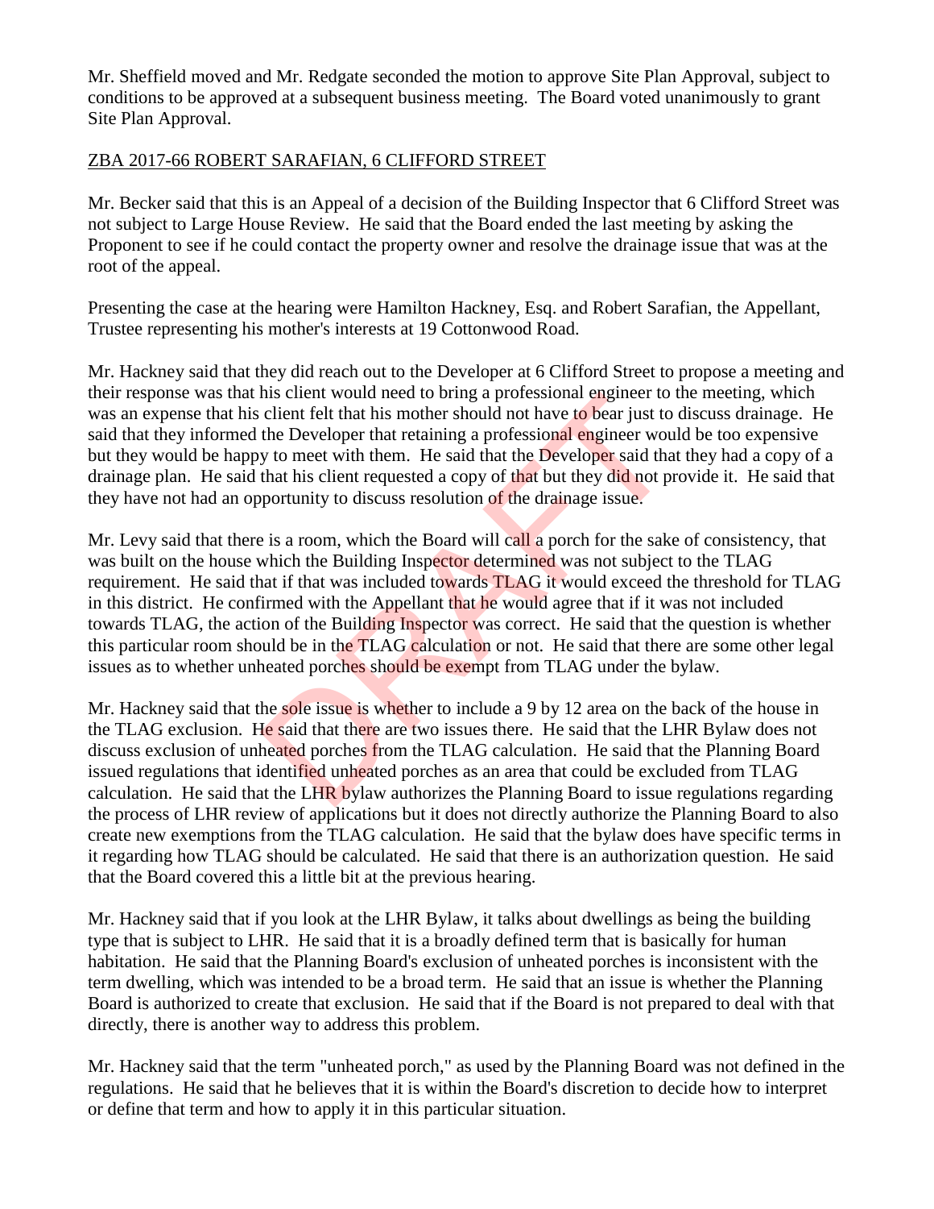Mr. Sheffield moved and Mr. Redgate seconded the motion to approve Site Plan Approval, subject to conditions to be approved at a subsequent business meeting. The Board voted unanimously to grant Site Plan Approval.

ZBA 2017-66 ROBERT SARAFIAN, 6 CLIFFORD STREET

Mr. Becker said that this is an Appeal of a decision of the Building Inspector that 6 Clifford Street was not subject to Large House Review. He said that the Board ended the last meeting by asking the Proponent to see if he could contact the property owner and resolve the drainage issue that was at the root of the appeal.

Presenting the case at the hearing were Hamilton Hackney, Esq. and Robert Sarafian, the Appellant, Trustee representing his mother's interests at 19 Cottonwood Road.

Mr. Hackney said that they did reach out to the Developer at 6 Clifford Street to propose a meeting and their response was that his client would need to bring a professional engineer to the meeting, which was an expense that his client felt that his mother should not have to bear just to discuss drainage. He said that they informed the Developer that retaining a professional engineer would be too expensive but they would be happy to meet with them. He said that the Developer said that they had a copy of a drainage plan. He said that his client requested a copy of that but they did not provide it. He said that they have not had an opportunity to discuss resolution of the drainage issue.

Mr. Levy said that there is a room, which the Board will call a porch for the sake of consistency, that was built on the house which the Building Inspector determined was not subject to the TLAG requirement. He said that if that was included towards TLAG it would exceed the threshold for TLAG in this district. He confirmed with the Appellant that he would agree that if it was not included towards TLAG, the action of the Building Inspector was correct. He said that the question is whether this particular room should be in the TLAG calculation or not. He said that there are some other legal issues as to whether unheated porches should be exempt from TLAG under the bylaw.

Mr. Hackney said that the sole issue is whether to include a 9 by 12 area on the back of the house in the TLAG exclusion. He said that there are two issues there. He said that the LHR Bylaw does not discuss exclusion of unheated porches from the TLAG calculation. He said that the Planning Board issued regulations that identified unheated porches as an area that could be excluded from TLAG calculation. He said that the LHR bylaw authorizes the Planning Board to issue regulations regarding the process of LHR review of applications but it does not directly authorize the Planning Board to also create new exemptions from the TLAG calculation. He said that the bylaw does have specific terms in it regarding how TLAG should be calculated. He said that there is an authorization question. He said that the Board covered this a little bit at the previous hearing.

Mr. Hackney said that if you look at the LHR Bylaw, it talks about dwellings as being the building type that is subject to LHR. He said that it is a broadly defined term that is basically for human habitation. He said that the Planning Board's exclusion of unheated porches is inconsistent with the term dwelling, which was intended to be a broad term. He said that an issue is whether the Planning Board is authorized to create that exclusion. He said that if the Board is not prepared to deal with that directly, there is another way to address this problem.

Mr. Hackney said that the term "unheated porch," as used by the Planning Board was not defined in the regulations. He said that he believes that it is within the Board's discretion to decide how to interpret or define that term and how to apply it in this particular situation.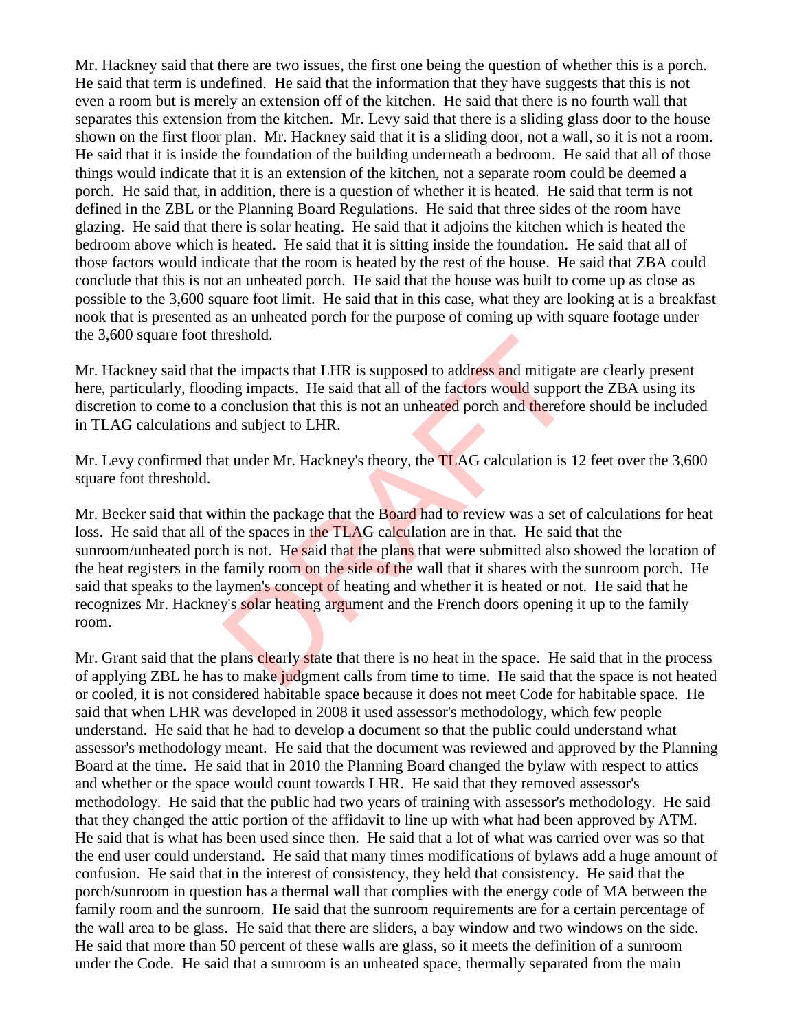Mr. Hackney said that there are two issues, the first one being the question of whether this is a porch. He said that term is undefined. He said that the information that they have suggests that this is not even a room but is merely an extension off of the kitchen. He said that there is no fourth wall that separates this extension from the kitchen. Mr. Levy said that there is a sliding glass door to the house shown on the first floor plan. Mr. Hackney said that it is a sliding door, not a wall, so it is not a room. He said that it is inside the foundation of the building underneath a bedroom. He said that all of those things would indicate that it is an extension of the kitchen, not a separate room could be deemed a porch. He said that, in addition, there is a question of whether it is heated. He said that term is not defined in the ZBL or the Planning Board Regulations. He said that three sides of the room have glazing. He said that there is solar heating. He said that it adjoins the kitchen which is heated the bedroom above which is heated. He said that it is sitting inside the foundation. He said that all of those factors would indicate that the room is heated by the rest of the house. He said that ZBA could conclude that this is not an unheated porch. He said that the house was built to come up as close as possible to the 3,600 square foot limit. He said that in this case, what they are looking at is a breakfast nook that is presented as an unheated porch for the purpose of coming up with square footage under the 3,600 square foot threshold.

Mr. Hackney said that the impacts that LHR is supposed to address and mitigate are clearly present here, particularly, flooding impacts. He said that all of the factors would support the ZBA using its discretion to come to a conclusion that this is not an unheated porch and therefore should be included in TLAG calculations and subject to LHR.

Mr. Levy confirmed that under Mr. Hackney's theory, the TLAG calculation is 12 feet over the 3,600 square foot threshold.

Mr. Becker said that within the package that the Board had to review was a set of calculations for heat loss. He said that all of the spaces in the TLAG calculation are in that. He said that the sunroom/unheated porch is not. He said that the plans that were submitted also showed the location of the heat registers in the family room on the side of the wall that it shares with the sunroom porch. He said that speaks to the laymen's concept of heating and whether it is heated or not. He said that he recognizes Mr. Hackney's solar heating argument and the French doors opening it up to the family room.

Mr. Grant said that the plans clearly state that there is no heat in the space. He said that in the process of applying ZBL he has to make judgment calls from time to time. He said that the space is not heated or cooled, it is not considered habitable space because it does not meet Code for habitable space. He said that when LHR was developed in 2008 it used assessor's methodology, which few people understand. He said that he had to develop a document so that the public could understand what assessor's methodology meant. He said that the document was reviewed and approved by the Planning Board at the time. He said that in 2010 the Planning Board changed the bylaw with respect to attics and whether or the space would count towards LHR. He said that they removed assessor's methodology. He said that the public had two years of training with assessor's methodology. He said that they changed the attic portion of the affidavit to line up with what had been approved by ATM. He said that is what has been used since then. He said that a lot of what was carried over was so that the end user could understand. He said that many times modifications of bylaws add a huge amount of confusion. He said that in the interest of consistency, they held that consistency. He said that the porch/sunroom in question has a thermal wall that complies with the energy code of MA between the family room and the sunroom. He said that the sunroom requirements are for a certain percentage of the wall area to be glass. He said that there are sliders, a bay window and two windows on the side. He said that more than 50 percent of these walls are glass, so it meets the definition of a sunroom under the Code. He said that a sunroom is an unheated space, thermally separated from the main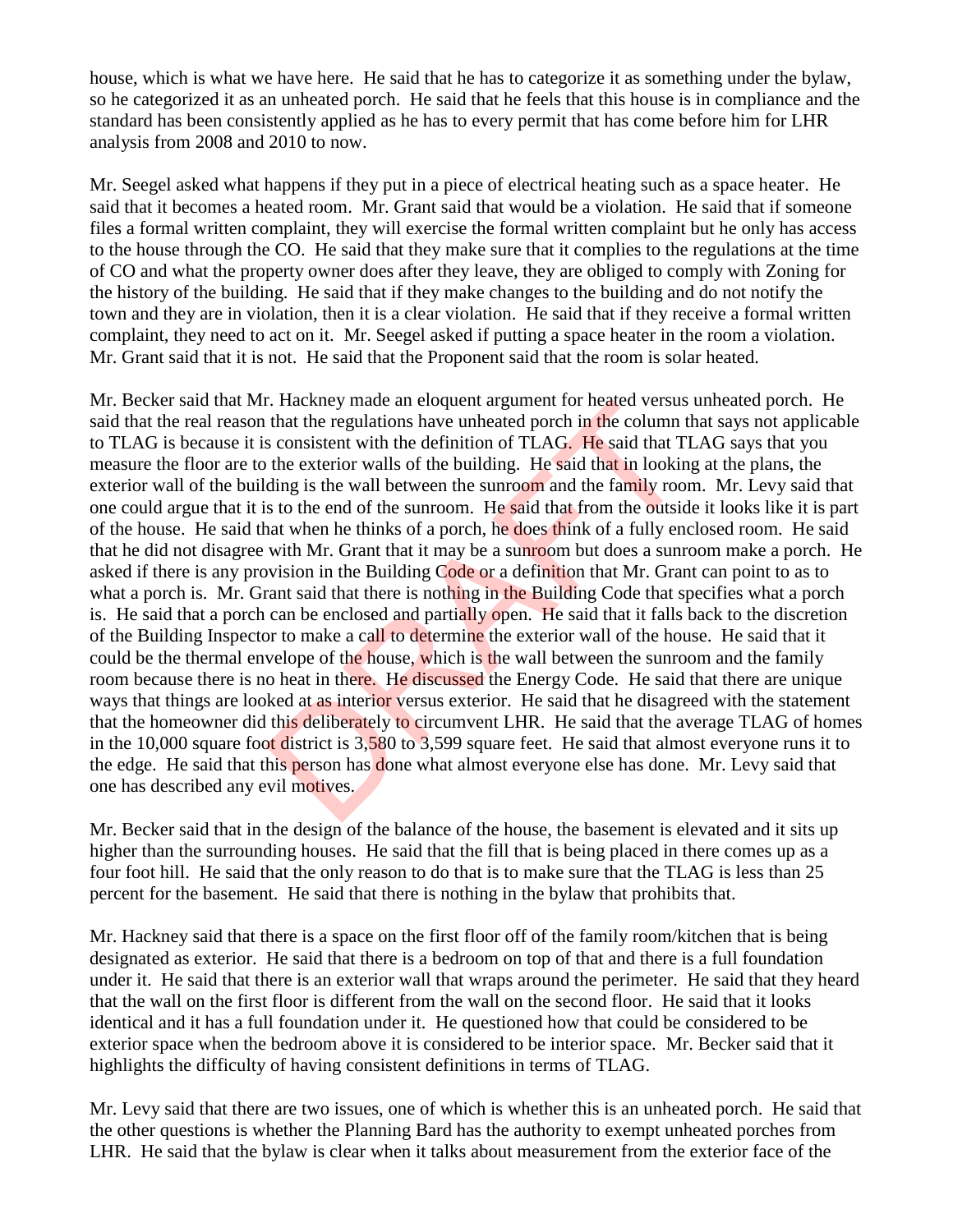house, which is what we have here. He said that he has to categorize it as something under the bylaw, so he categorized it as an unheated porch. He said that he feels that this house is in compliance and the standard has been consistently applied as he has to every permit that has come before him for LHR analysis from 2008 and 2010 to now.

Mr. Seegel asked what happens if they put in a piece of electrical heating such as a space heater. He said that it becomes a heated room. Mr. Grant said that would be a violation. He said that if someone files a formal written complaint, they will exercise the formal written complaint but he only has access to the house through the CO. He said that they make sure that it complies to the regulations at the time of CO and what the property owner does after they leave, they are obliged to comply with Zoning for the history of the building. He said that if they make changes to the building and do not notify the town and they are in violation, then it is a clear violation. He said that if they receive a formal written complaint, they need to act on it. Mr. Seegel asked if putting a space heater in the room a violation. Mr. Grant said that it is not. He said that the Proponent said that the room is solar heated.

Mr. Becker said that Mr. Hackney made an eloquent argument for heated versus unheated porch. He said that the real reason that the regulations have unheated porch in the column that says not applicable to TLAG is because it is consistent with the definition of TLAG. He said that TLAG says that you measure the floor are to the exterior walls of the building. He said that in looking at the plans, the exterior wall of the building is the wall between the sunroom and the family room. Mr. Levy said that one could argue that it is to the end of the sunroom. He said that from the outside it looks like it is part of the house. He said that when he thinks of a porch, he does think of a fully enclosed room. He said that he did not disagree with Mr. Grant that it may be a sunroom but does a sunroom make a porch. He asked if there is any provision in the Building Code or a definition that Mr. Grant can point to as to what a porch is. Mr. Grant said that there is nothing in the Building Code that specifies what a porch is. He said that a porch can be enclosed and partially open. He said that it falls back to the discretion of the Building Inspector to make a call to determine the exterior wall of the house. He said that it could be the thermal envelope of the house, which is the wall between the sunroom and the family room because there is no heat in there. He discussed the Energy Code. He said that there are unique ways that things are looked at as interior versus exterior. He said that he disagreed with the statement that the homeowner did this deliberately to circumvent LHR. He said that the average TLAG of homes in the 10,000 square foot district is 3,580 to 3,599 square feet. He said that almost everyone runs it to the edge. He said that this person has done what almost everyone else has done. Mr. Levy said that one has described any evil motives.

Mr. Becker said that in the design of the balance of the house, the basement is elevated and it sits up higher than the surrounding houses. He said that the fill that is being placed in there comes up as a four foot hill. He said that the only reason to do that is to make sure that the TLAG is less than 25 percent for the basement. He said that there is nothing in the bylaw that prohibits that.

Mr. Hackney said that there is a space on the first floor off of the family room/kitchen that is being designated as exterior. He said that there is a bedroom on top of that and there is a full foundation under it. He said that there is an exterior wall that wraps around the perimeter. He said that they heard that the wall on the first floor is different from the wall on the second floor. He said that it looks identical and it has a full foundation under it. He questioned how that could be considered to be exterior space when the bedroom above it is considered to be interior space. Mr. Becker said that it highlights the difficulty of having consistent definitions in terms of TLAG.

Mr. Levy said that there are two issues, one of which is whether this is an unheated porch. He said that the other questions is whether the Planning Bard has the authority to exempt unheated porches from LHR. He said that the bylaw is clear when it talks about measurement from the exterior face of the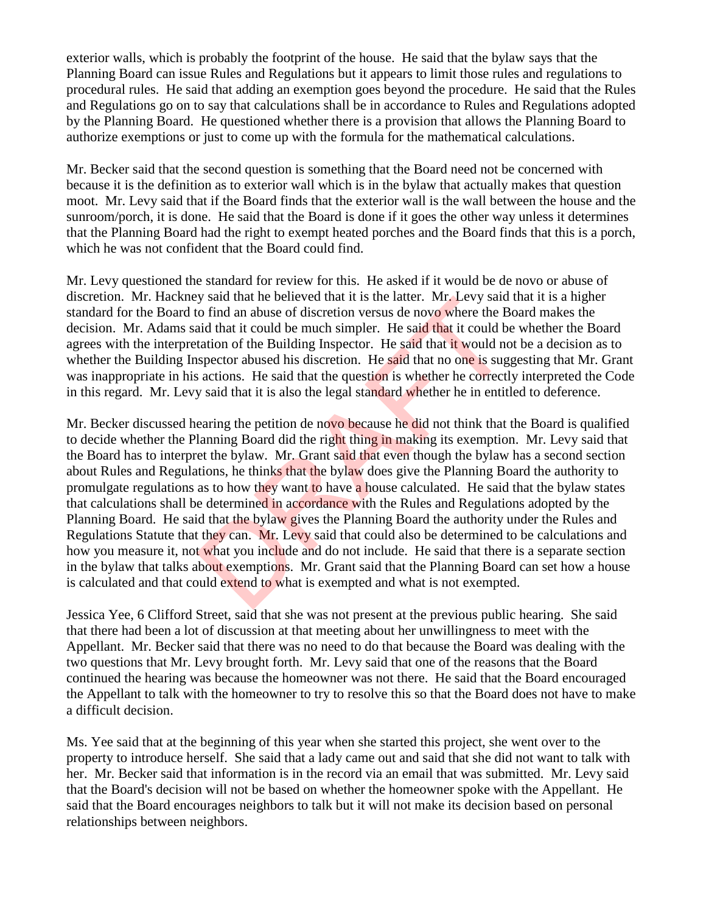exterior walls, which is probably the footprint of the house. He said that the bylaw says that the Planning Board can issue Rules and Regulations but it appears to limit those rules and regulations to procedural rules. He said that adding an exemption goes beyond the procedure. He said that the Rules and Regulations go on to say that calculations shall be in accordance to Rules and Regulations adopted by the Planning Board. He questioned whether there is a provision that allows the Planning Board to authorize exemptions or just to come up with the formula for the mathematical calculations.

Mr. Becker said that the second question is something that the Board need not be concerned with because it is the definition as to exterior wall which is in the bylaw that actually makes that question moot. Mr. Levy said that if the Board finds that the exterior wall is the wall between the house and the sunroom/porch, it is done. He said that the Board is done if it goes the other way unless it determines that the Planning Board had the right to exempt heated porches and the Board finds that this is a porch, which he was not confident that the Board could find.

Mr. Levy questioned the standard for review for this. He asked if it would be de novo or abuse of discretion. Mr. Hackney said that he believed that it is the latter. Mr. Levy said that it is a higher standard for the Board to find an abuse of discretion versus de novo where the Board makes the decision. Mr. Adams said that it could be much simpler. He said that it could be whether the Board agrees with the interpretation of the Building Inspector. He said that it would not be a decision as to whether the Building Inspector abused his discretion. He said that no one is suggesting that Mr. Grant was inappropriate in his actions. He said that the question is whether he correctly interpreted the Code in this regard. Mr. Levy said that it is also the legal standard whether he in entitled to deference.

Mr. Becker discussed hearing the petition de novo because he did not think that the Board is qualified to decide whether the Planning Board did the right thing in making its exemption. Mr. Levy said that the Board has to interpret the bylaw. Mr. Grant said that even though the bylaw has a second section about Rules and Regulations, he thinks that the bylaw does give the Planning Board the authority to promulgate regulations as to how they want to have a house calculated. He said that the bylaw states that calculations shall be determined in accordance with the Rules and Regulations adopted by the Planning Board. He said that the bylaw gives the Planning Board the authority under the Rules and Regulations Statute that they can. Mr. Levy said that could also be determined to be calculations and how you measure it, not what you include and do not include. He said that there is a separate section in the bylaw that talks about exemptions. Mr. Grant said that the Planning Board can set how a house is calculated and that could extend to what is exempted and what is not exempted.

Jessica Yee, 6 Clifford Street, said that she was not present at the previous public hearing. She said that there had been a lot of discussion at that meeting about her unwillingness to meet with the Appellant. Mr. Becker said that there was no need to do that because the Board was dealing with the two questions that Mr. Levy brought forth. Mr. Levy said that one of the reasons that the Board continued the hearing was because the homeowner was not there. He said that the Board encouraged the Appellant to talk with the homeowner to try to resolve this so that the Board does not have to make a difficult decision.

Ms. Yee said that at the beginning of this year when she started this project, she went over to the property to introduce herself. She said that a lady came out and said that she did not want to talk with her. Mr. Becker said that information is in the record via an email that was submitted. Mr. Levy said that the Board's decision will not be based on whether the homeowner spoke with the Appellant. He said that the Board encourages neighbors to talk but it will not make its decision based on personal relationships between neighbors.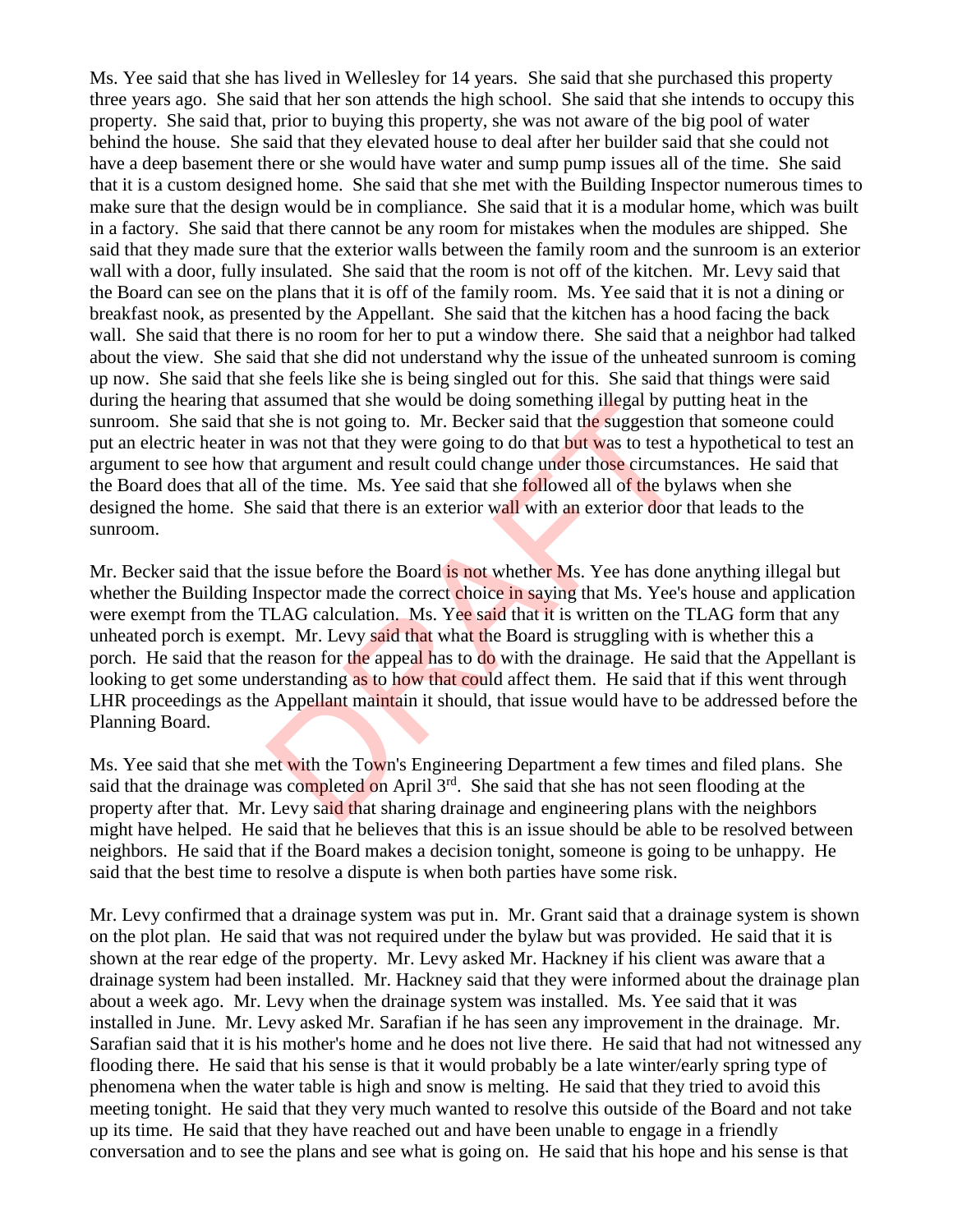Ms. Yee said that she has lived in Wellesley for 14 years. She said that she purchased this property three years ago. She said that her son attends the high school. She said that she intends to occupy this property. She said that, prior to buying this property, she was not aware of the big pool of water behind the house. She said that they elevated house to deal after her builder said that she could not have a deep basement there or she would have water and sump pump issues all of the time. She said that it is a custom designed home. She said that she met with the Building Inspector numerous times to make sure that the design would be in compliance. She said that it is a modular home, which was built in a factory. She said that there cannot be any room for mistakes when the modules are shipped. She said that they made sure that the exterior walls between the family room and the sunroom is an exterior wall with a door, fully insulated. She said that the room is not off of the kitchen. Mr. Levy said that the Board can see on the plans that it is off of the family room. Ms. Yee said that it is not a dining or breakfast nook, as presented by the Appellant. She said that the kitchen has a hood facing the back wall. She said that there is no room for her to put a window there. She said that a neighbor had talked about the view. She said that she did not understand why the issue of the unheated sunroom is coming up now. She said that she feels like she is being singled out for this. She said that things were said during the hearing that assumed that she would be doing something illegal by putting heat in the sunroom. She said that she is not going to. Mr. Becker said that the suggestion that someone could put an electric heater in was not that they were going to do that but was to test a hypothetical to test an argument to see how that argument and result could change under those circumstances. He said that the Board does that all of the time. Ms. Yee said that she followed all of the bylaws when she designed the home. She said that there is an exterior wall with an exterior door that leads to the sunroom.

Mr. Becker said that the issue before the Board is not whether Ms. Yee has done anything illegal but whether the Building Inspector made the correct choice in saying that Ms. Yee's house and application were exempt from the TLAG calculation. Ms. Yee said that it is written on the TLAG form that any unheated porch is exempt. Mr. Levy said that what the Board is struggling with is whether this a porch. He said that the reason for the appeal has to do with the drainage. He said that the Appellant is looking to get some understanding as to how that could affect them. He said that if this went through LHR proceedings as the Appellant maintain it should, that issue would have to be addressed before the Planning Board.

Ms. Yee said that she met with the Town's Engineering Department a few times and filed plans. She said that the drainage was completed on April 3rd. She said that she has not seen flooding at the property after that. Mr. Levy said that sharing drainage and engineering plans with the neighbors might have helped. He said that he believes that this is an issue should be able to be resolved between neighbors. He said that if the Board makes a decision tonight, someone is going to be unhappy. He said that the best time to resolve a dispute is when both parties have some risk.

Mr. Levy confirmed that a drainage system was put in. Mr. Grant said that a drainage system is shown on the plot plan. He said that was not required under the bylaw but was provided. He said that it is shown at the rear edge of the property. Mr. Levy asked Mr. Hackney if his client was aware that a drainage system had been installed. Mr. Hackney said that they were informed about the drainage plan about a week ago. Mr. Levy when the drainage system was installed. Ms. Yee said that it was installed in June. Mr. Levy asked Mr. Sarafian if he has seen any improvement in the drainage. Mr. Sarafian said that it is his mother's home and he does not live there. He said that had not witnessed any flooding there. He said that his sense is that it would probably be a late winter/early spring type of phenomena when the water table is high and snow is melting. He said that they tried to avoid this meeting tonight. He said that they very much wanted to resolve this outside of the Board and not take up its time. He said that they have reached out and have been unable to engage in a friendly conversation and to see the plans and see what is going on. He said that his hope and his sense is that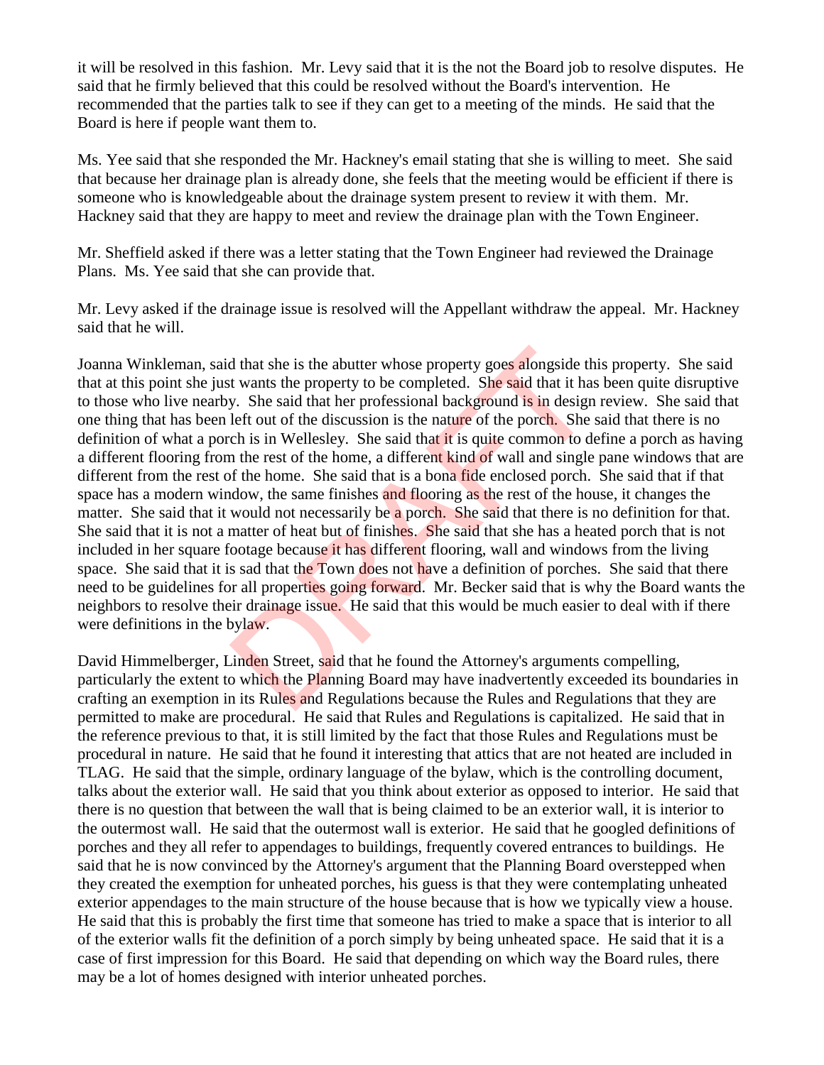it will be resolved in this fashion. Mr. Levy said that it is the not the Board job to resolve disputes. He said that he firmly believed that this could be resolved without the Board's intervention. He recommended that the parties talk to see if they can get to a meeting of the minds. He said that the Board is here if people want them to.

Ms. Yee said that she responded the Mr. Hackney's email stating that she is willing to meet. She said that because her drainage plan is already done, she feels that the meeting would be efficient if there is someone who is knowledgeable about the drainage system present to review it with them. Mr. Hackney said that they are happy to meet and review the drainage plan with the Town Engineer.

Mr. Sheffield asked if there was a letter stating that the Town Engineer had reviewed the Drainage Plans. Ms. Yee said that she can provide that.

Mr. Levy asked if the drainage issue is resolved will the Appellant withdraw the appeal. Mr. Hackney said that he will.

Joanna Winkleman, said that she is the abutter whose property goes alongside this property. She said that at this point she just wants the property to be completed. She said that it has been quite disruptive to those who live nearby. She said that her professional background is in design review. She said that one thing that has been left out of the discussion is the nature of the porch. She said that there is no definition of what a porch is in Wellesley. She said that it is quite common to define a porch as having a different flooring from the rest of the home, a different kind of wall and single pane windows that are different from the rest of the home. She said that is a bona fide enclosed porch. She said that if that space has a modern window, the same finishes and flooring as the rest of the house, it changes the matter. She said that it would not necessarily be a porch. She said that there is no definition for that. She said that it is not a matter of heat but of finishes. She said that she has a heated porch that is not included in her square footage because it has different flooring, wall and windows from the living space. She said that it is sad that the Town does not have a definition of porches. She said that there need to be guidelines for all properties going forward. Mr. Becker said that is why the Board wants the neighbors to resolve their drainage issue. He said that this would be much easier to deal with if there were definitions in the bylaw.

David Himmelberger, Linden Street, said that he found the Attorney's arguments compelling, particularly the extent to which the Planning Board may have inadvertently exceeded its boundaries in crafting an exemption in its Rules and Regulations because the Rules and Regulations that they are permitted to make are procedural. He said that Rules and Regulations is capitalized. He said that in the reference previous to that, it is still limited by the fact that those Rules and Regulations must be procedural in nature. He said that he found it interesting that attics that are not heated are included in TLAG. He said that the simple, ordinary language of the bylaw, which is the controlling document, talks about the exterior wall. He said that you think about exterior as opposed to interior. He said that there is no question that between the wall that is being claimed to be an exterior wall, it is interior to the outermost wall. He said that the outermost wall is exterior. He said that he googled definitions of porches and they all refer to appendages to buildings, frequently covered entrances to buildings. He said that he is now convinced by the Attorney's argument that the Planning Board overstepped when they created the exemption for unheated porches, his guess is that they were contemplating unheated exterior appendages to the main structure of the house because that is how we typically view a house. He said that this is probably the first time that someone has tried to make a space that is interior to all of the exterior walls fit the definition of a porch simply by being unheated space. He said that it is a case of first impression for this Board. He said that depending on which way the Board rules, there may be a lot of homes designed with interior unheated porches.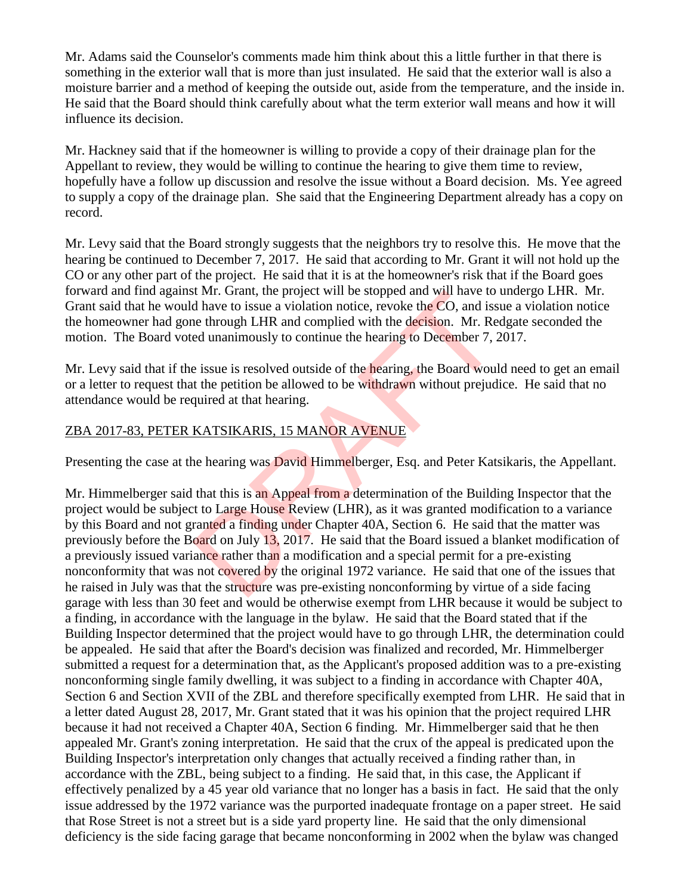Mr. Adams said the Counselor's comments made him think about this a little further in that there is something in the exterior wall that is more than just insulated. He said that the exterior wall is also a moisture barrier and a method of keeping the outside out, aside from the temperature, and the inside in. He said that the Board should think carefully about what the term exterior wall means and how it will influence its decision.

Mr. Hackney said that if the homeowner is willing to provide a copy of their drainage plan for the Appellant to review, they would be willing to continue the hearing to give them time to review, hopefully have a follow up discussion and resolve the issue without a Board decision. Ms. Yee agreed to supply a copy of the drainage plan. She said that the Engineering Department already has a copy on record.

Mr. Levy said that the Board strongly suggests that the neighbors try to resolve this. He move that the hearing be continued to December 7, 2017. He said that according to Mr. Grant it will not hold up the CO or any other part of the project. He said that it is at the homeowner's risk that if the Board goes forward and find against Mr. Grant, the project will be stopped and will have to undergo LHR. Mr. Grant said that he would have to issue a violation notice, revoke the CO, and issue a violation notice the homeowner had gone through LHR and complied with the decision. Mr. Redgate seconded the motion. The Board voted unanimously to continue the hearing to December 7, 2017.

Mr. Levy said that if the issue is resolved outside of the hearing, the Board would need to get an email or a letter to request that the petition be allowed to be withdrawn without prejudice. He said that no attendance would be required at that hearing.

ZBA 2017-83, PETER KATSIKARIS, 15 MANOR AVENUE

Presenting the case at the hearing was David Himmelberger, Esq. and Peter Katsikaris, the Appellant.

Mr. Himmelberger said that this is an Appeal from a determination of the Building Inspector that the project would be subject to Large House Review (LHR), as it was granted modification to a variance by this Board and not granted a finding under Chapter 40A, Section 6. He said that the matter was previously before the Board on July 13, 2017. He said that the Board issued a blanket modification of a previously issued variance rather than a modification and a special permit for a pre-existing nonconformity that was not covered by the original 1972 variance. He said that one of the issues that he raised in July was that the structure was pre-existing nonconforming by virtue of a side facing garage with less than 30 feet and would be otherwise exempt from LHR because it would be subject to a finding, in accordance with the language in the bylaw. He said that the Board stated that if the Building Inspector determined that the project would have to go through LHR, the determination could be appealed. He said that after the Board's decision was finalized and recorded, Mr. Himmelberger submitted a request for a determination that, as the Applicant's proposed addition was to a pre-existing nonconforming single family dwelling, it was subject to a finding in accordance with Chapter 40A, Section 6 and Section XVII of the ZBL and therefore specifically exempted from LHR. He said that in a letter dated August 28, 2017, Mr. Grant stated that it was his opinion that the project required LHR because it had not received a Chapter 40A, Section 6 finding. Mr. Himmelberger said that he then appealed Mr. Grant's zoning interpretation. He said that the crux of the appeal is predicated upon the Building Inspector's interpretation only changes that actually received a finding rather than, in accordance with the ZBL, being subject to a finding. He said that, in this case, the Applicant if effectively penalized by a 45 year old variance that no longer has a basis in fact. He said that the only issue addressed by the 1972 variance was the purported inadequate frontage on a paper street. He said that Rose Street is not a street but is a side yard property line. He said that the only dimensional deficiency is the side facing garage that became nonconforming in 2002 when the bylaw was changed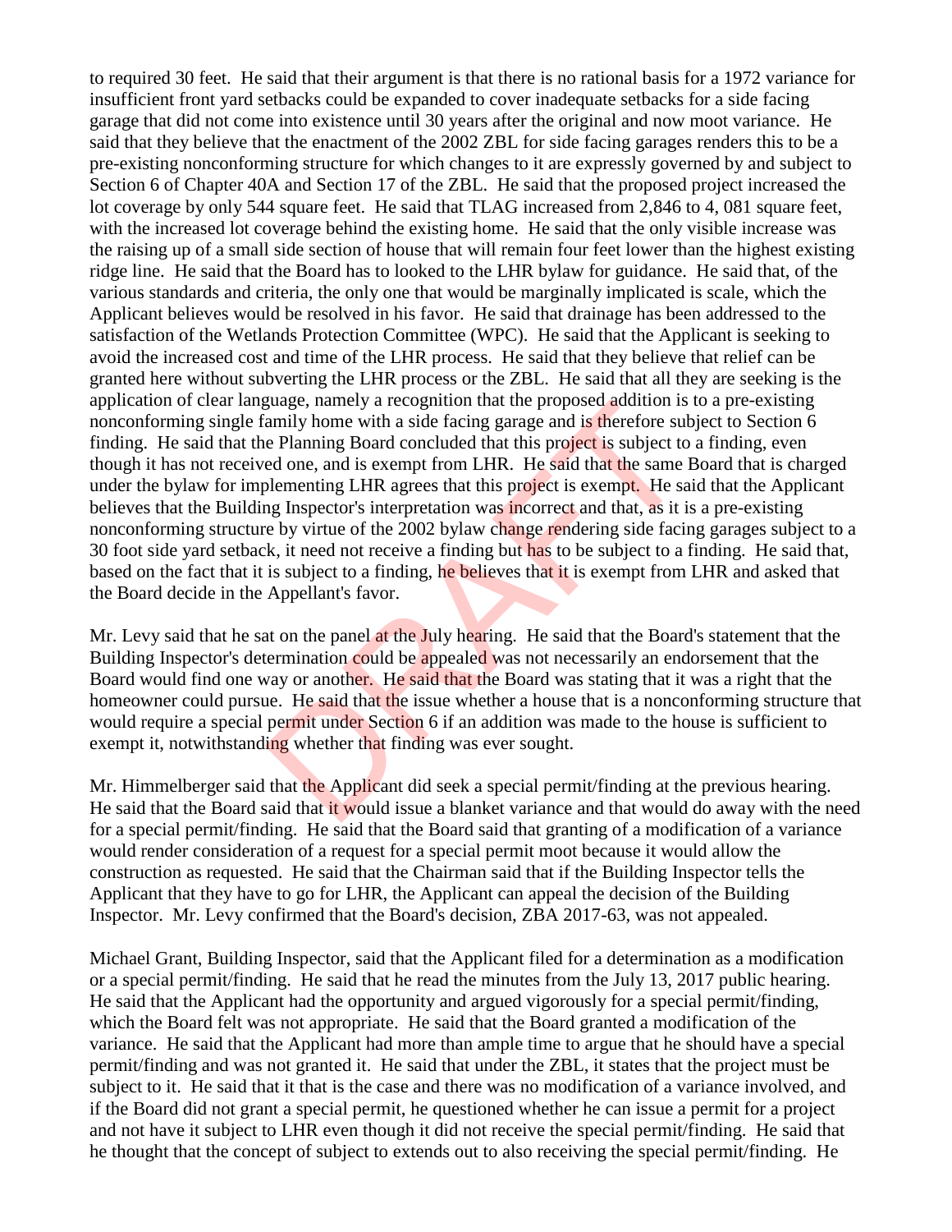to required 30 feet. He said that their argument is that there is no rational basis for a 1972 variance for insufficient front yard setbacks could be expanded to cover inadequate setbacks for a side facing garage that did not come into existence until 30 years after the original and now moot variance. He said that they believe that the enactment of the 2002 ZBL for side facing garages renders this to be a pre-existing nonconforming structure for which changes to it are expressly governed by and subject to Section 6 of Chapter 40A and Section 17 of the ZBL. He said that the proposed project increased the lot coverage by only 544 square feet. He said that TLAG increased from 2,846 to 4, 081 square feet, with the increased lot coverage behind the existing home. He said that the only visible increase was the raising up of a small side section of house that will remain four feet lower than the highest existing ridge line. He said that the Board has to looked to the LHR bylaw for guidance. He said that, of the various standards and criteria, the only one that would be marginally implicated is scale, which the Applicant believes would be resolved in his favor. He said that drainage has been addressed to the satisfaction of the Wetlands Protection Committee (WPC). He said that the Applicant is seeking to avoid the increased cost and time of the LHR process. He said that they believe that relief can be granted here without subverting the LHR process or the ZBL. He said that all they are seeking is the application of clear language, namely a recognition that the proposed addition is to a pre-existing nonconforming single family home with a side facing garage and is therefore subject to Section 6 finding. He said that the Planning Board concluded that this project is subject to a finding, even though it has not received one, and is exempt from LHR. He said that the same Board that is charged under the bylaw for implementing LHR agrees that this project is exempt. He said that the Applicant believes that the Building Inspector's interpretation was incorrect and that, as it is a pre-existing nonconforming structure by virtue of the 2002 bylaw change rendering side facing garages subject to a 30 foot side yard setback, it need not receive a finding but has to be subject to a finding. He said that, based on the fact that it is subject to a finding, he believes that it is exempt from LHR and asked that the Board decide in the Appellant's favor.

Mr. Levy said that he sat on the panel at the July hearing. He said that the Board's statement that the Building Inspector's determination could be appealed was not necessarily an endorsement that the Board would find one way or another. He said that the Board was stating that it was a right that the homeowner could pursue. He said that the issue whether a house that is a nonconforming structure that would require a special permit under Section 6 if an addition was made to the house is sufficient to exempt it, notwithstanding whether that finding was ever sought.

Mr. Himmelberger said that the Applicant did seek a special permit/finding at the previous hearing. He said that the Board said that it would issue a blanket variance and that would do away with the need for a special permit/finding. He said that the Board said that granting of a modification of a variance would render consideration of a request for a special permit moot because it would allow the construction as requested. He said that the Chairman said that if the Building Inspector tells the Applicant that they have to go for LHR, the Applicant can appeal the decision of the Building Inspector. Mr. Levy confirmed that the Board's decision, ZBA 2017-63, was not appealed.

Michael Grant, Building Inspector, said that the Applicant filed for a determination as a modification or a special permit/finding. He said that he read the minutes from the July 13, 2017 public hearing. He said that the Applicant had the opportunity and argued vigorously for a special permit/finding, which the Board felt was not appropriate. He said that the Board granted a modification of the variance. He said that the Applicant had more than ample time to argue that he should have a special permit/finding and was not granted it. He said that under the ZBL, it states that the project must be subject to it. He said that it that is the case and there was no modification of a variance involved, and if the Board did not grant a special permit, he questioned whether he can issue a permit for a project and not have it subject to LHR even though it did not receive the special permit/finding. He said that he thought that the concept of subject to extends out to also receiving the special permit/finding. He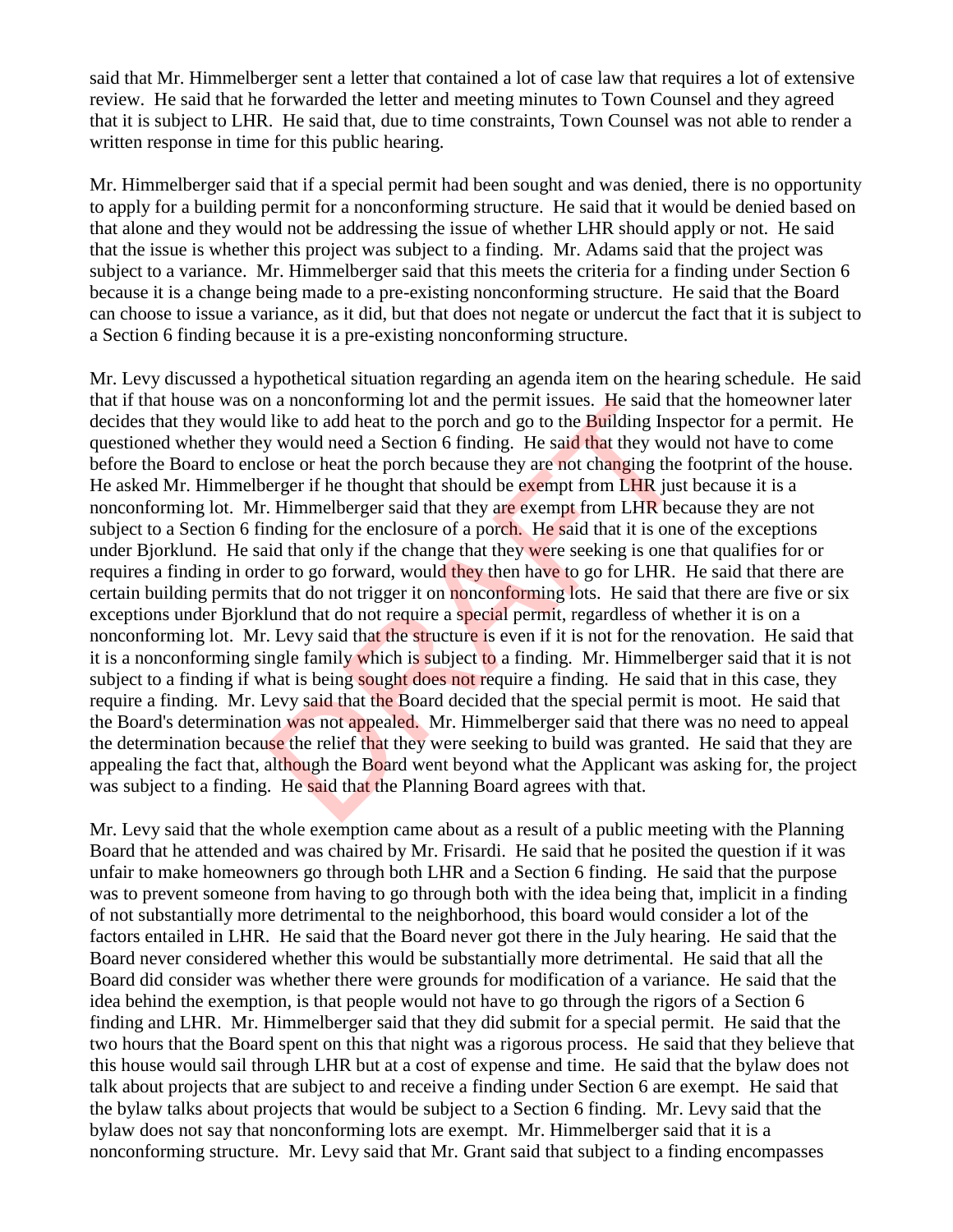said that Mr. Himmelberger sent a letter that contained a lot of case law that requires a lot of extensive review. He said that he forwarded the letter and meeting minutes to Town Counsel and they agreed that it is subject to LHR. He said that, due to time constraints, Town Counsel was not able to render a written response in time for this public hearing.

Mr. Himmelberger said that if a special permit had been sought and was denied, there is no opportunity to apply for a building permit for a nonconforming structure. He said that it would be denied based on that alone and they would not be addressing the issue of whether LHR should apply or not. He said that the issue is whether this project was subject to a finding. Mr. Adams said that the project was subject to a variance. Mr. Himmelberger said that this meets the criteria for a finding under Section 6 because it is a change being made to a pre-existing nonconforming structure. He said that the Board can choose to issue a variance, as it did, but that does not negate or undercut the fact that it is subject to a Section 6 finding because it is a pre-existing nonconforming structure.

Mr. Levy discussed a hypothetical situation regarding an agenda item on the hearing schedule. He said that if that house was on a nonconforming lot and the permit issues. He said that the homeowner later decides that they would like to add heat to the porch and go to the Building Inspector for a permit. He questioned whether they would need a Section 6 finding. He said that they would not have to come before the Board to enclose or heat the porch because they are not changing the footprint of the house. He asked Mr. Himmelberger if he thought that should be exempt from LHR just because it is a nonconforming lot. Mr. Himmelberger said that they are exempt from LHR because they are not subject to a Section 6 finding for the enclosure of a porch. He said that it is one of the exceptions under Bjorklund. He said that only if the change that they were seeking is one that qualifies for or requires a finding in order to go forward, would they then have to go for LHR. He said that there are certain building permits that do not trigger it on nonconforming lots. He said that there are five or six exceptions under Bjorklund that do not require a special permit, regardless of whether it is on a nonconforming lot. Mr. Levy said that the structure is even if it is not for the renovation. He said that it is a nonconforming single family which is subject to a finding. Mr. Himmelberger said that it is not subject to a finding if what is being sought does not require a finding. He said that in this case, they require a finding. Mr. Levy said that the Board decided that the special permit is moot. He said that the Board's determination was not appealed. Mr. Himmelberger said that there was no need to appeal the determination because the relief that they were seeking to build was granted. He said that they are appealing the fact that, although the Board went beyond what the Applicant was asking for, the project was subject to a finding. He said that the Planning Board agrees with that.

Mr. Levy said that the whole exemption came about as a result of a public meeting with the Planning Board that he attended and was chaired by Mr. Frisardi. He said that he posited the question if it was unfair to make homeowners go through both LHR and a Section 6 finding. He said that the purpose was to prevent someone from having to go through both with the idea being that, implicit in a finding of not substantially more detrimental to the neighborhood, this board would consider a lot of the factors entailed in LHR. He said that the Board never got there in the July hearing. He said that the Board never considered whether this would be substantially more detrimental. He said that all the Board did consider was whether there were grounds for modification of a variance. He said that the idea behind the exemption, is that people would not have to go through the rigors of a Section 6 finding and LHR. Mr. Himmelberger said that they did submit for a special permit. He said that the two hours that the Board spent on this that night was a rigorous process. He said that they believe that this house would sail through LHR but at a cost of expense and time. He said that the bylaw does not talk about projects that are subject to and receive a finding under Section 6 are exempt. He said that the bylaw talks about projects that would be subject to a Section 6 finding. Mr. Levy said that the bylaw does not say that nonconforming lots are exempt. Mr. Himmelberger said that it is a nonconforming structure. Mr. Levy said that Mr. Grant said that subject to a finding encompasses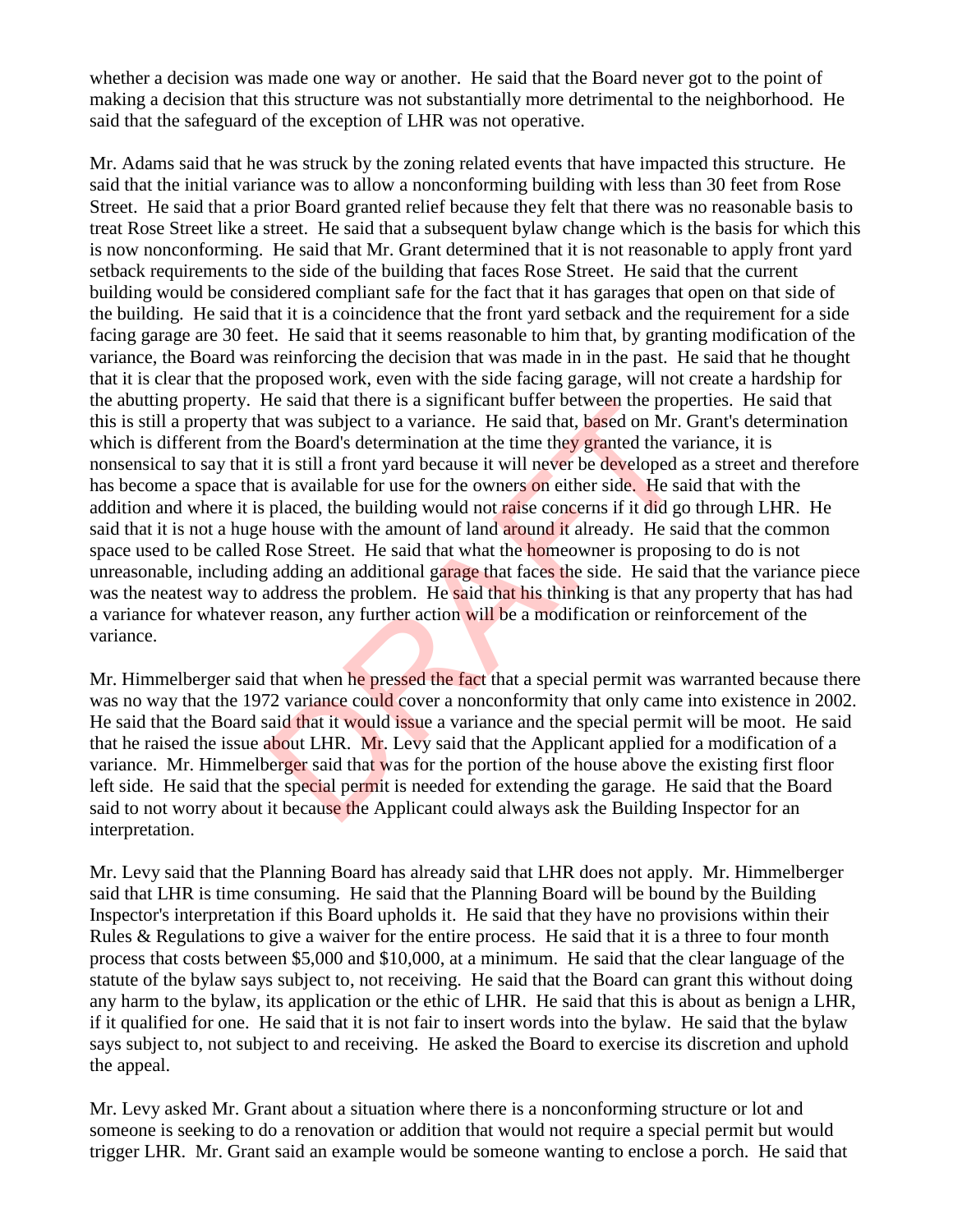whether a decision was made one way or another. He said that the Board never got to the point of making a decision that this structure was not substantially more detrimental to the neighborhood. He said that the safeguard of the exception of LHR was not operative.

Mr. Adams said that he was struck by the zoning related events that have impacted this structure. He said that the initial variance was to allow a nonconforming building with less than 30 feet from Rose Street. He said that a prior Board granted relief because they felt that there was no reasonable basis to treat Rose Street like a street. He said that a subsequent bylaw change which is the basis for which this is now nonconforming. He said that Mr. Grant determined that it is not reasonable to apply front yard setback requirements to the side of the building that faces Rose Street. He said that the current building would be considered compliant safe for the fact that it has garages that open on that side of the building. He said that it is a coincidence that the front yard setback and the requirement for a side facing garage are 30 feet. He said that it seems reasonable to him that, by granting modification of the variance, the Board was reinforcing the decision that was made in in the past. He said that he thought that it is clear that the proposed work, even with the side facing garage, will not create a hardship for the abutting property. He said that there is a significant buffer between the properties. He said that this is still a property that was subject to a variance. He said that, based on Mr. Grant's determination which is different from the Board's determination at the time they granted the variance, it is nonsensical to say that it is still a front yard because it will never be developed as a street and therefore has become a space that is available for use for the owners on either side. He said that with the addition and where it is placed, the building would not raise concerns if it did go through LHR. He said that it is not a huge house with the amount of land around it already. He said that the common space used to be called Rose Street. He said that what the homeowner is proposing to do is not unreasonable, including adding an additional garage that faces the side. He said that the variance piece was the neatest way to address the problem. He said that his thinking is that any property that has had a variance for whatever reason, any further action will be a modification or reinforcement of the variance.

Mr. Himmelberger said that when he pressed the fact that a special permit was warranted because there was no way that the 1972 variance could cover a nonconformity that only came into existence in 2002. He said that the Board said that it would issue a variance and the special permit will be moot. He said that he raised the issue about LHR. Mr. Levy said that the Applicant applied for a modification of a variance. Mr. Himmelberger said that was for the portion of the house above the existing first floor left side. He said that the special permit is needed for extending the garage. He said that the Board said to not worry about it because the Applicant could always ask the Building Inspector for an interpretation.

Mr. Levy said that the Planning Board has already said that LHR does not apply. Mr. Himmelberger said that LHR is time consuming. He said that the Planning Board will be bound by the Building Inspector's interpretation if this Board upholds it. He said that they have no provisions within their Rules & Regulations to give a waiver for the entire process. He said that it is a three to four month process that costs between $5,000 and $10,000, at a minimum. He said that the clear language of the statute of the bylaw says subject to, not receiving. He said that the Board can grant this without doing any harm to the bylaw, its application or the ethic of LHR. He said that this is about as benign a LHR, if it qualified for one. He said that it is not fair to insert words into the bylaw. He said that the bylaw says subject to, not subject to and receiving. He asked the Board to exercise its discretion and uphold the appeal.

Mr. Levy asked Mr. Grant about a situation where there is a nonconforming structure or lot and someone is seeking to do a renovation or addition that would not require a special permit but would trigger LHR. Mr. Grant said an example would be someone wanting to enclose a porch. He said that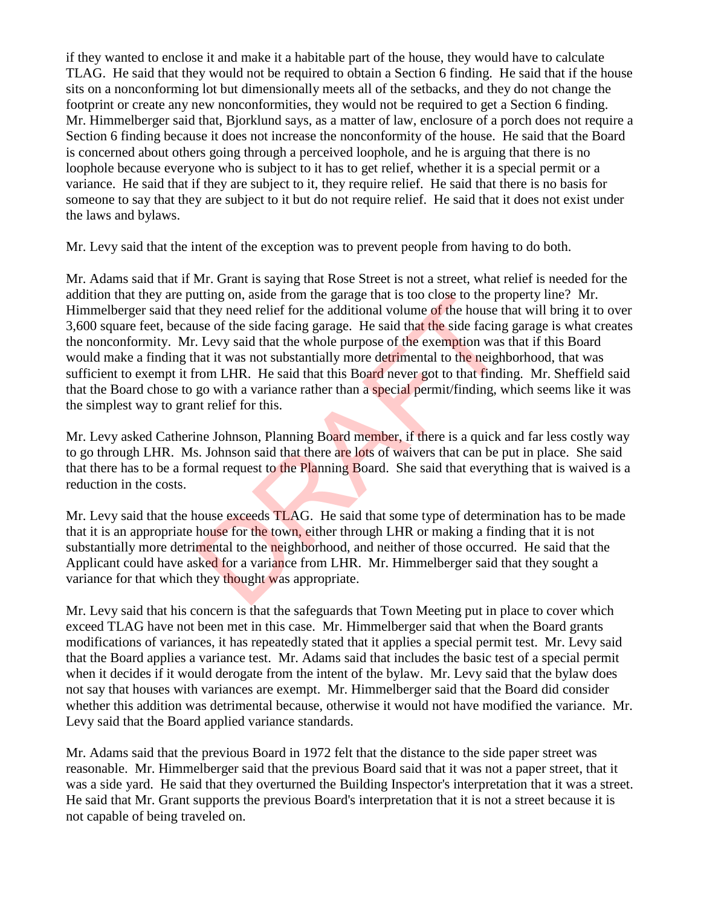if they wanted to enclose it and make it a habitable part of the house, they would have to calculate TLAG. He said that they would not be required to obtain a Section 6 finding. He said that if the house sits on a nonconforming lot but dimensionally meets all of the setbacks, and they do not change the footprint or create any new nonconformities, they would not be required to get a Section 6 finding. Mr. Himmelberger said that, Bjorklund says, as a matter of law, enclosure of a porch does not require a Section 6 finding because it does not increase the nonconformity of the house. He said that the Board is concerned about others going through a perceived loophole, and he is arguing that there is no loophole because everyone who is subject to it has to get relief, whether it is a special permit or a variance. He said that if they are subject to it, they require relief. He said that there is no basis for someone to say that they are subject to it but do not require relief. He said that it does not exist under the laws and bylaws.

Mr. Levy said that the intent of the exception was to prevent people from having to do both.

Mr. Adams said that if Mr. Grant is saying that Rose Street is not a street, what relief is needed for the addition that they are putting on, aside from the garage that is too close to the property line? Mr. Himmelberger said that they need relief for the additional volume of the house that will bring it to over 3,600 square feet, because of the side facing garage. He said that the side facing garage is what creates the nonconformity. Mr. Levy said that the whole purpose of the exemption was that if this Board would make a finding that it was not substantially more detrimental to the neighborhood, that was sufficient to exempt it from LHR. He said that this Board never got to that finding. Mr. Sheffield said that the Board chose to go with a variance rather than a special permit/finding, which seems like it was the simplest way to grant relief for this.

Mr. Levy asked Catherine Johnson, Planning Board member, if there is a quick and far less costly way to go through LHR. Ms. Johnson said that there are lots of waivers that can be put in place. She said that there has to be a formal request to the Planning Board. She said that everything that is waived is a reduction in the costs.

Mr. Levy said that the house exceeds TLAG. He said that some type of determination has to be made that it is an appropriate house for the town, either through LHR or making a finding that it is not substantially more detrimental to the neighborhood, and neither of those occurred. He said that the Applicant could have asked for a variance from LHR. Mr. Himmelberger said that they sought a variance for that which they thought was appropriate.

Mr. Levy said that his concern is that the safeguards that Town Meeting put in place to cover which exceed TLAG have not been met in this case. Mr. Himmelberger said that when the Board grants modifications of variances, it has repeatedly stated that it applies a special permit test. Mr. Levy said that the Board applies a variance test. Mr. Adams said that includes the basic test of a special permit when it decides if it would derogate from the intent of the bylaw. Mr. Levy said that the bylaw does not say that houses with variances are exempt. Mr. Himmelberger said that the Board did consider whether this addition was detrimental because, otherwise it would not have modified the variance. Mr. Levy said that the Board applied variance standards.

Mr. Adams said that the previous Board in 1972 felt that the distance to the side paper street was reasonable. Mr. Himmelberger said that the previous Board said that it was not a paper street, that it was a side yard. He said that they overturned the Building Inspector's interpretation that it was a street. He said that Mr. Grant supports the previous Board's interpretation that it is not a street because it is not capable of being traveled on.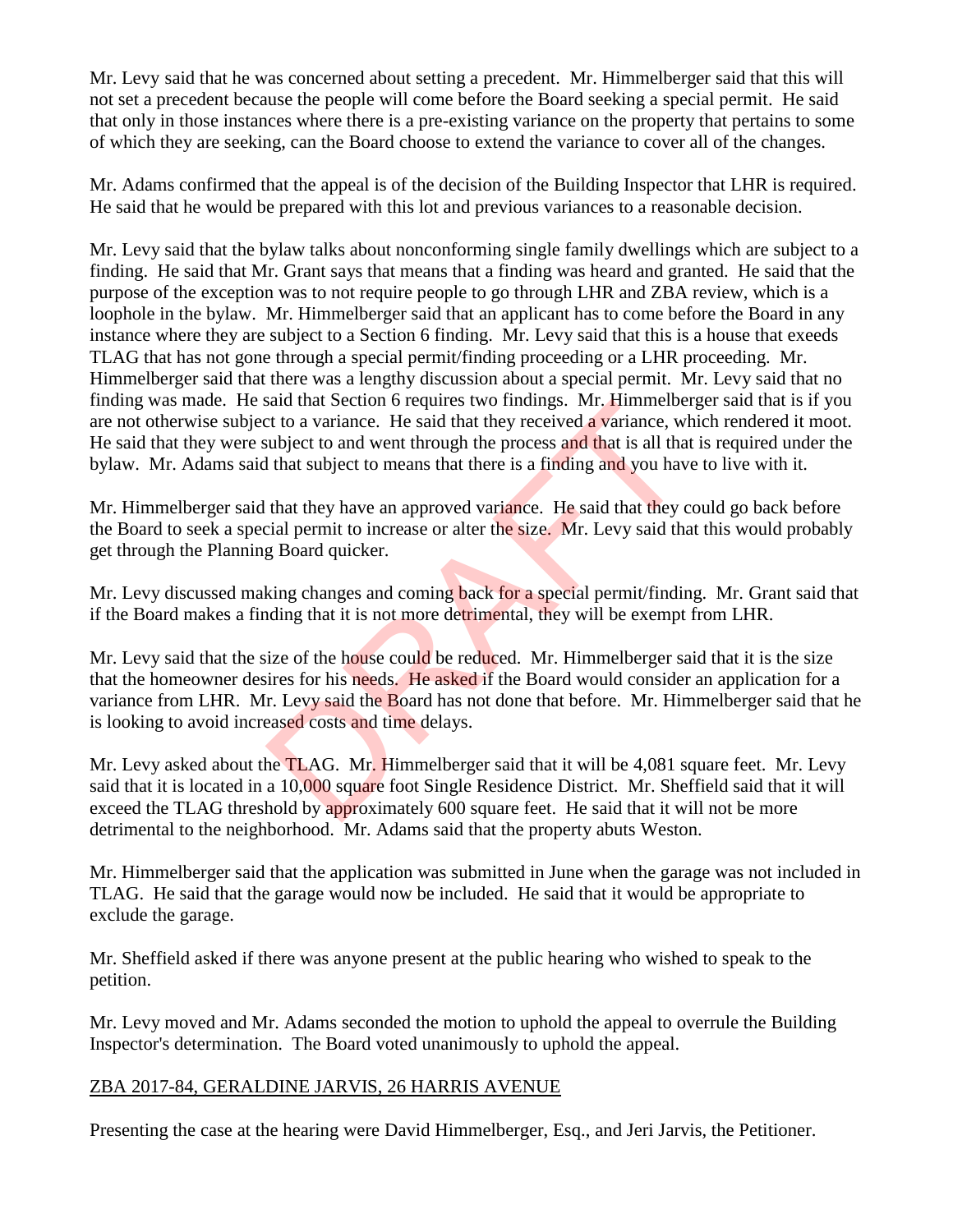Mr. Levy said that he was concerned about setting a precedent. Mr. Himmelberger said that this will not set a precedent because the people will come before the Board seeking a special permit. He said that only in those instances where there is a pre-existing variance on the property that pertains to some of which they are seeking, can the Board choose to extend the variance to cover all of the changes.

Mr. Adams confirmed that the appeal is of the decision of the Building Inspector that LHR is required. He said that he would be prepared with this lot and previous variances to a reasonable decision.

Mr. Levy said that the bylaw talks about nonconforming single family dwellings which are subject to a finding. He said that Mr. Grant says that means that a finding was heard and granted. He said that the purpose of the exception was to not require people to go through LHR and ZBA review, which is a loophole in the bylaw. Mr. Himmelberger said that an applicant has to come before the Board in any instance where they are subject to a Section 6 finding. Mr. Levy said that this is a house that exeeds TLAG that has not gone through a special permit/finding proceeding or a LHR proceeding. Mr. Himmelberger said that there was a lengthy discussion about a special permit. Mr. Levy said that no finding was made. He said that Section 6 requires two findings. Mr. Himmelberger said that is if you are not otherwise subject to a variance. He said that they received a variance, which rendered it moot. He said that they were subject to and went through the process and that is all that is required under the bylaw. Mr. Adams said that subject to means that there is a finding and you have to live with it.

Mr. Himmelberger said that they have an approved variance. He said that they could go back before the Board to seek a special permit to increase or alter the size. Mr. Levy said that this would probably get through the Planning Board quicker.

Mr. Levy discussed making changes and coming back for a special permit/finding. Mr. Grant said that if the Board makes a finding that it is not more detrimental, they will be exempt from LHR.

Mr. Levy said that the size of the house could be reduced. Mr. Himmelberger said that it is the size that the homeowner desires for his needs. He asked if the Board would consider an application for a variance from LHR. Mr. Levy said the Board has not done that before. Mr. Himmelberger said that he is looking to avoid increased costs and time delays.

Mr. Levy asked about the TLAG. Mr. Himmelberger said that it will be 4,081 square feet. Mr. Levy said that it is located in a 10,000 square foot Single Residence District. Mr. Sheffield said that it will exceed the TLAG threshold by approximately 600 square feet. He said that it will not be more detrimental to the neighborhood. Mr. Adams said that the property abuts Weston.

Mr. Himmelberger said that the application was submitted in June when the garage was not included in TLAG. He said that the garage would now be included. He said that it would be appropriate to exclude the garage.

Mr. Sheffield asked if there was anyone present at the public hearing who wished to speak to the petition.

Mr. Levy moved and Mr. Adams seconded the motion to uphold the appeal to overrule the Building Inspector's determination. The Board voted unanimously to uphold the appeal.

## ZBA 2017-84, GERALDINE JARVIS, 26 HARRIS AVENUE

Presenting the case at the hearing were David Himmelberger, Esq., and Jeri Jarvis, the Petitioner.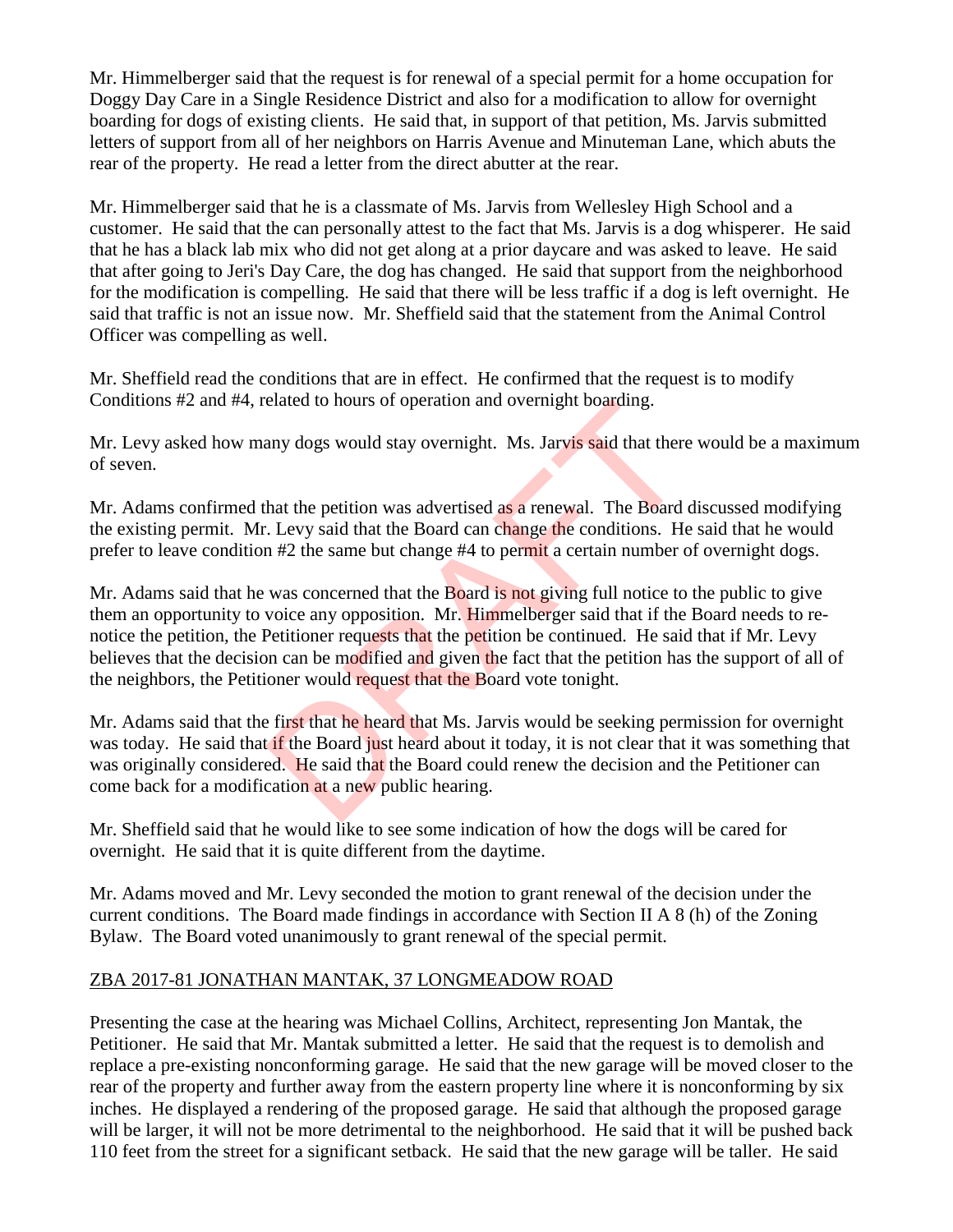Mr. Himmelberger said that the request is for renewal of a special permit for a home occupation for Doggy Day Care in a Single Residence District and also for a modification to allow for overnight boarding for dogs of existing clients. He said that, in support of that petition, Ms. Jarvis submitted letters of support from all of her neighbors on Harris Avenue and Minuteman Lane, which abuts the rear of the property. He read a letter from the direct abutter at the rear.

Mr. Himmelberger said that he is a classmate of Ms. Jarvis from Wellesley High School and a customer. He said that the can personally attest to the fact that Ms. Jarvis is a dog whisperer. He said that he has a black lab mix who did not get along at a prior daycare and was asked to leave. He said that after going to Jeri's Day Care, the dog has changed. He said that support from the neighborhood for the modification is compelling. He said that there will be less traffic if a dog is left overnight. He said that traffic is not an issue now. Mr. Sheffield said that the statement from the Animal Control Officer was compelling as well.

Mr. Sheffield read the conditions that are in effect. He confirmed that the request is to modify Conditions #2 and #4, related to hours of operation and overnight boarding.

Mr. Levy asked how many dogs would stay overnight. Ms. Jarvis said that there would be a maximum of seven.

Mr. Adams confirmed that the petition was advertised as a renewal. The Board discussed modifying the existing permit. Mr. Levy said that the Board can change the conditions. He said that he would prefer to leave condition #2 the same but change #4 to permit a certain number of overnight dogs.

Mr. Adams said that he was concerned that the Board is not giving full notice to the public to give them an opportunity to voice any opposition. Mr. Himmelberger said that if the Board needs to re-notice the petition, the Petitioner requests that the petition be continued. He said that if Mr. Levy believes that the decision can be modified and given the fact that the petition has the support of all of the neighbors, the Petitioner would request that the Board vote tonight.

Mr. Adams said that the first that he heard that Ms. Jarvis would be seeking permission for overnight was today. He said that if the Board just heard about it today, it is not clear that it was something that was originally considered. He said that the Board could renew the decision and the Petitioner can come back for a modification at a new public hearing.

Mr. Sheffield said that he would like to see some indication of how the dogs will be cared for overnight. He said that it is quite different from the daytime.

Mr. Adams moved and Mr. Levy seconded the motion to grant renewal of the decision under the current conditions. The Board made findings in accordance with Section II A 8 (h) of the Zoning Bylaw. The Board voted unanimously to grant renewal of the special permit.

## ZBA 2017-81 JONATHAN MANTAK, 37 LONGMEADOW ROAD

Presenting the case at the hearing was Michael Collins, Architect, representing Jon Mantak, the Petitioner. He said that Mr. Mantak submitted a letter. He said that the request is to demolish and replace a pre-existing nonconforming garage. He said that the new garage will be moved closer to the rear of the property and further away from the eastern property line where it is nonconforming by six inches. He displayed a rendering of the proposed garage. He said that although the proposed garage will be larger, it will not be more detrimental to the neighborhood. He said that it will be pushed back 110 feet from the street for a significant setback. He said that the new garage will be taller. He said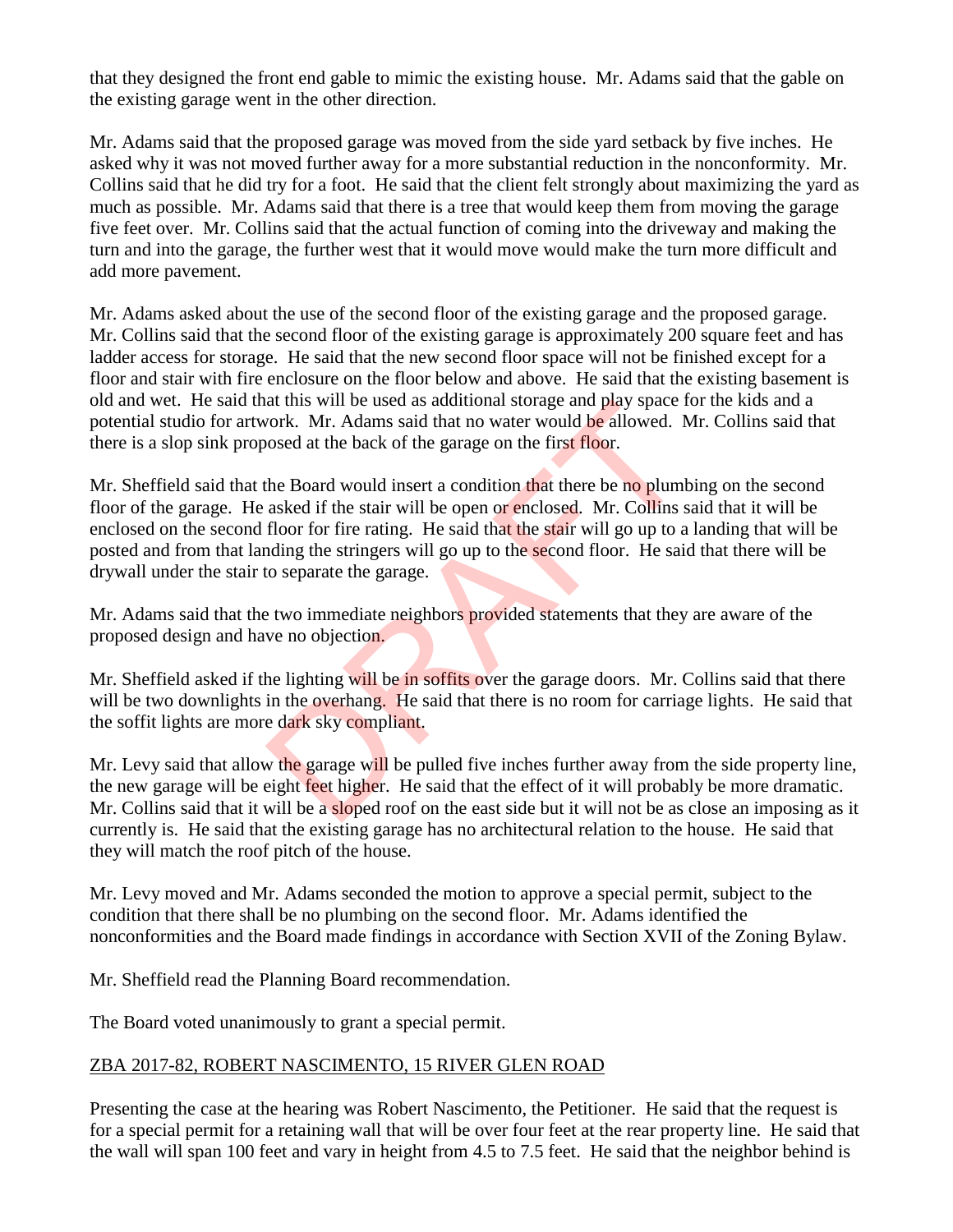that they designed the front end gable to mimic the existing house. Mr. Adams said that the gable on the existing garage went in the other direction.

Mr. Adams said that the proposed garage was moved from the side yard setback by five inches. He asked why it was not moved further away for a more substantial reduction in the nonconformity. Mr. Collins said that he did try for a foot. He said that the client felt strongly about maximizing the yard as much as possible. Mr. Adams said that there is a tree that would keep them from moving the garage five feet over. Mr. Collins said that the actual function of coming into the driveway and making the turn and into the garage, the further west that it would move would make the turn more difficult and add more pavement.

Mr. Adams asked about the use of the second floor of the existing garage and the proposed garage. Mr. Collins said that the second floor of the existing garage is approximately 200 square feet and has ladder access for storage. He said that the new second floor space will not be finished except for a floor and stair with fire enclosure on the floor below and above. He said that the existing basement is old and wet. He said that this will be used as additional storage and play space for the kids and a potential studio for artwork. Mr. Adams said that no water would be allowed. Mr. Collins said that there is a slop sink proposed at the back of the garage on the first floor.

Mr. Sheffield said that the Board would insert a condition that there be no plumbing on the second floor of the garage. He asked if the stair will be open or enclosed. Mr. Collins said that it will be enclosed on the second floor for fire rating. He said that the stair will go up to a landing that will be posted and from that landing the stringers will go up to the second floor. He said that there will be drywall under the stair to separate the garage.

Mr. Adams said that the two immediate neighbors provided statements that they are aware of the proposed design and have no objection.

Mr. Sheffield asked if the lighting will be in soffits over the garage doors. Mr. Collins said that there will be two downlights in the overhang. He said that there is no room for carriage lights. He said that the soffit lights are more dark sky compliant.

Mr. Levy said that allow the garage will be pulled five inches further away from the side property line, the new garage will be eight feet higher. He said that the effect of it will probably be more dramatic. Mr. Collins said that it will be a sloped roof on the east side but it will not be as close an imposing as it currently is. He said that the existing garage has no architectural relation to the house. He said that they will match the roof pitch of the house.

Mr. Levy moved and Mr. Adams seconded the motion to approve a special permit, subject to the condition that there shall be no plumbing on the second floor. Mr. Adams identified the nonconformities and the Board made findings in accordance with Section XVII of the Zoning Bylaw.

Mr. Sheffield read the Planning Board recommendation.

The Board voted unanimously to grant a special permit.

ZBA 2017-82, ROBERT NASCIMENTO, 15 RIVER GLEN ROAD

Presenting the case at the hearing was Robert Nascimento, the Petitioner. He said that the request is for a special permit for a retaining wall that will be over four feet at the rear property line. He said that the wall will span 100 feet and vary in height from 4.5 to 7.5 feet. He said that the neighbor behind is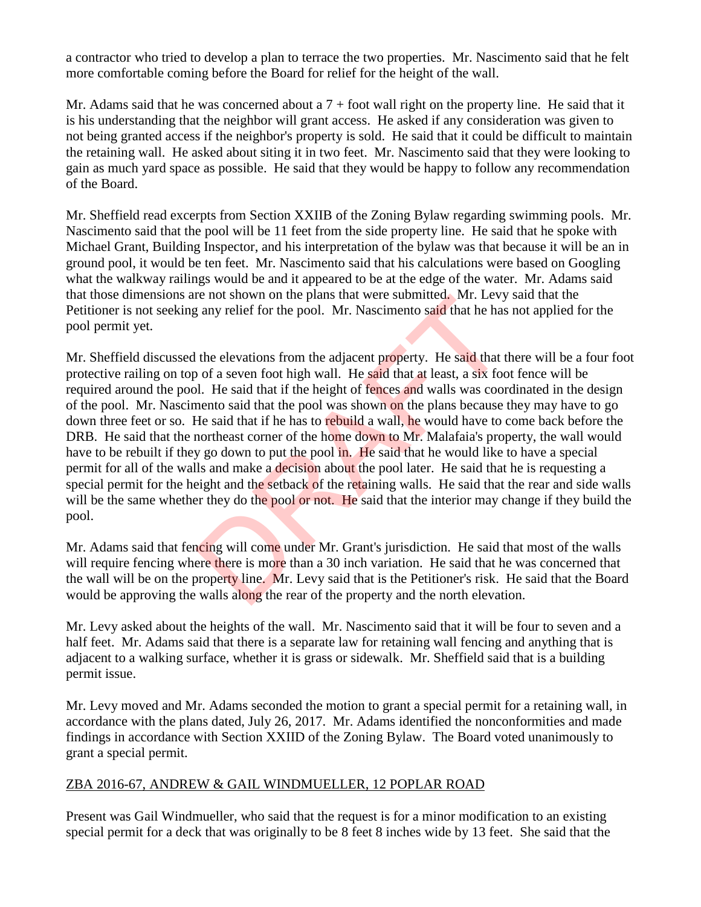a contractor who tried to develop a plan to terrace the two properties. Mr. Nascimento said that he felt more comfortable coming before the Board for relief for the height of the wall.

Mr. Adams said that he was concerned about a 7 + foot wall right on the property line. He said that it is his understanding that the neighbor will grant access. He asked if any consideration was given to not being granted access if the neighbor's property is sold. He said that it could be difficult to maintain the retaining wall. He asked about siting it in two feet. Mr. Nascimento said that they were looking to gain as much yard space as possible. He said that they would be happy to follow any recommendation of the Board.

Mr. Sheffield read excerpts from Section XXIIB of the Zoning Bylaw regarding swimming pools. Mr. Nascimento said that the pool will be 11 feet from the side property line. He said that he spoke with Michael Grant, Building Inspector, and his interpretation of the bylaw was that because it will be an in ground pool, it would be ten feet. Mr. Nascimento said that his calculations were based on Googling what the walkway railings would be and it appeared to be at the edge of the water. Mr. Adams said that those dimensions are not shown on the plans that were submitted. Mr. Levy said that the Petitioner is not seeking any relief for the pool. Mr. Nascimento said that he has not applied for the pool permit yet.

Mr. Sheffield discussed the elevations from the adjacent property. He said that there will be a four foot protective railing on top of a seven foot high wall. He said that at least, a six foot fence will be required around the pool. He said that if the height of fences and walls was coordinated in the design of the pool. Mr. Nascimento said that the pool was shown on the plans because they may have to go down three feet or so. He said that if he has to rebuild a wall, he would have to come back before the DRB. He said that the northeast corner of the home down to Mr. Malafaia's property, the wall would have to be rebuilt if they go down to put the pool in. He said that he would like to have a special permit for all of the walls and make a decision about the pool later. He said that he is requesting a special permit for the height and the setback of the retaining walls. He said that the rear and side walls will be the same whether they do the pool or not. He said that the interior may change if they build the pool.

Mr. Adams said that fencing will come under Mr. Grant's jurisdiction. He said that most of the walls will require fencing where there is more than a 30 inch variation. He said that he was concerned that the wall will be on the property line. Mr. Levy said that is the Petitioner's risk. He said that the Board would be approving the walls along the rear of the property and the north elevation.

Mr. Levy asked about the heights of the wall. Mr. Nascimento said that it will be four to seven and a half feet. Mr. Adams said that there is a separate law for retaining wall fencing and anything that is adjacent to a walking surface, whether it is grass or sidewalk. Mr. Sheffield said that is a building permit issue.

Mr. Levy moved and Mr. Adams seconded the motion to grant a special permit for a retaining wall, in accordance with the plans dated, July 26, 2017. Mr. Adams identified the nonconformities and made findings in accordance with Section XXIID of the Zoning Bylaw. The Board voted unanimously to grant a special permit.

## ZBA 2016-67, ANDREW & GAIL WINDMUELLER, 12 POPLAR ROAD

Present was Gail Windmueller, who said that the request is for a minor modification to an existing special permit for a deck that was originally to be 8 feet 8 inches wide by 13 feet. She said that the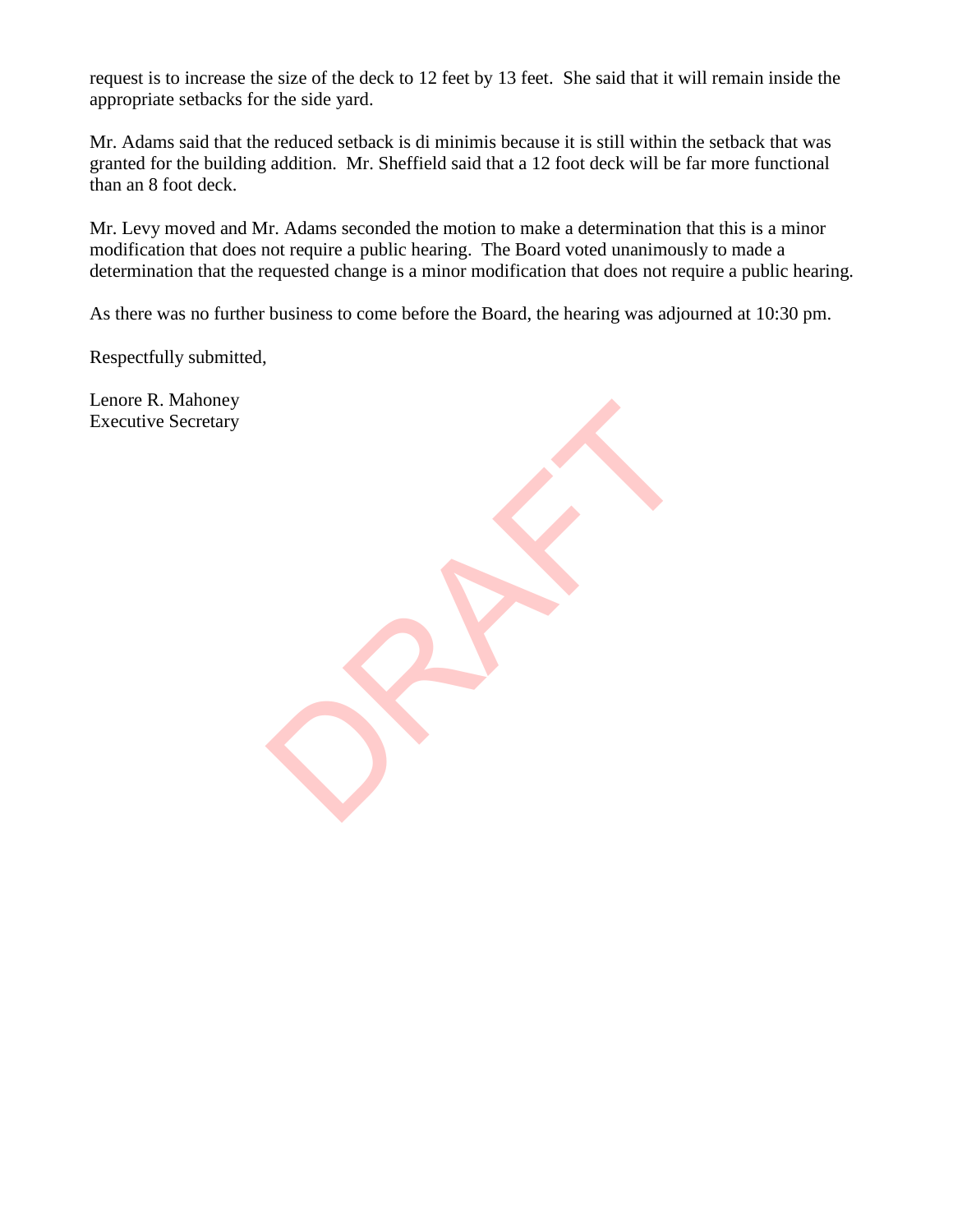request is to increase the size of the deck to 12 feet by 13 feet. She said that it will remain inside the appropriate setbacks for the side yard.

Mr. Adams said that the reduced setback is di minimis because it is still within the setback that was granted for the building addition. Mr. Sheffield said that a 12 foot deck will be far more functional than an 8 foot deck.

Mr. Levy moved and Mr. Adams seconded the motion to make a determination that this is a minor modification that does not require a public hearing. The Board voted unanimously to made a determination that the requested change is a minor modification that does not require a public hearing.

As there was no further business to come before the Board, the hearing was adjourned at 10:30 pm.

Respectfully submitted,

Lenore R. Mahoney
Executive Secretary

DRAFT